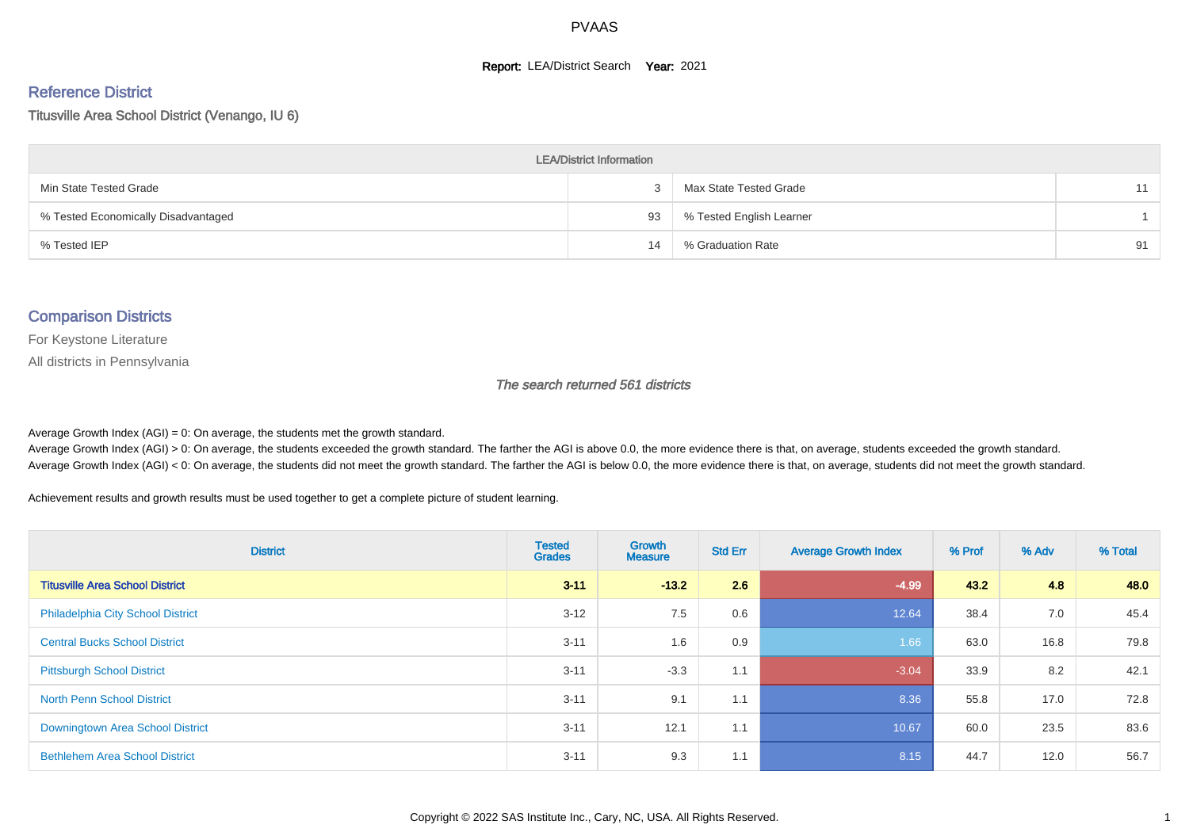# PVAAS

**Report:** LEA/District Search **Year:** 2021

## Reference District

Titusville Area School District (Venango, IU 6)

| LEA/District Information | | | |
|---|---|---|---|
| Min State Tested Grade | 3 | Max State Tested Grade | 11 |
| % Tested Economically Disadvantaged | 93 | % Tested English Learner | 1 |
| % Tested IEP | 14 | % Graduation Rate | 91 |

## Comparison Districts

For Keystone Literature

All districts in Pennsylvania

*The search returned 561 districts*

Average Growth Index (AGI) = 0: On average, the students met the growth standard.

Average Growth Index (AGI) > 0: On average, the students exceeded the growth standard. The farther the AGI is above 0.0, the more evidence there is that, on average, students exceeded the growth standard.

Average Growth Index (AGI) < 0: On average, the students did not meet the growth standard. The farther the AGI is below 0.0, the more evidence there is that, on average, students did not meet the growth standard.

Achievement results and growth results must be used together to get a complete picture of student learning.

| District | Tested Grades | Growth Measure | Std Err | Average Growth Index | % Prof | % Adv | % Total |
|---|---|---|---|---|---|---|---|
| **Titusville Area School District** | **3-11** | **-13.2** | **2.6** | **-4.99** | **43.2** | **4.8** | **48.0** |
| Philadelphia City School District | 3-12 | 7.5 | 0.6 | 12.64 | 38.4 | 7.0 | 45.4 |
| Central Bucks School District | 3-11 | 1.6 | 0.9 | 1.66 | 63.0 | 16.8 | 79.8 |
| Pittsburgh School District | 3-11 | -3.3 | 1.1 | -3.04 | 33.9 | 8.2 | 42.1 |
| North Penn School District | 3-11 | 9.1 | 1.1 | 8.36 | 55.8 | 17.0 | 72.8 |
| Downingtown Area School District | 3-11 | 12.1 | 1.1 | 10.67 | 60.0 | 23.5 | 83.6 |
| Bethlehem Area School District | 3-11 | 9.3 | 1.1 | 8.15 | 44.7 | 12.0 | 56.7 |

Copyright © 2022 SAS Institute Inc., Cary, NC, USA. All Rights Reserved.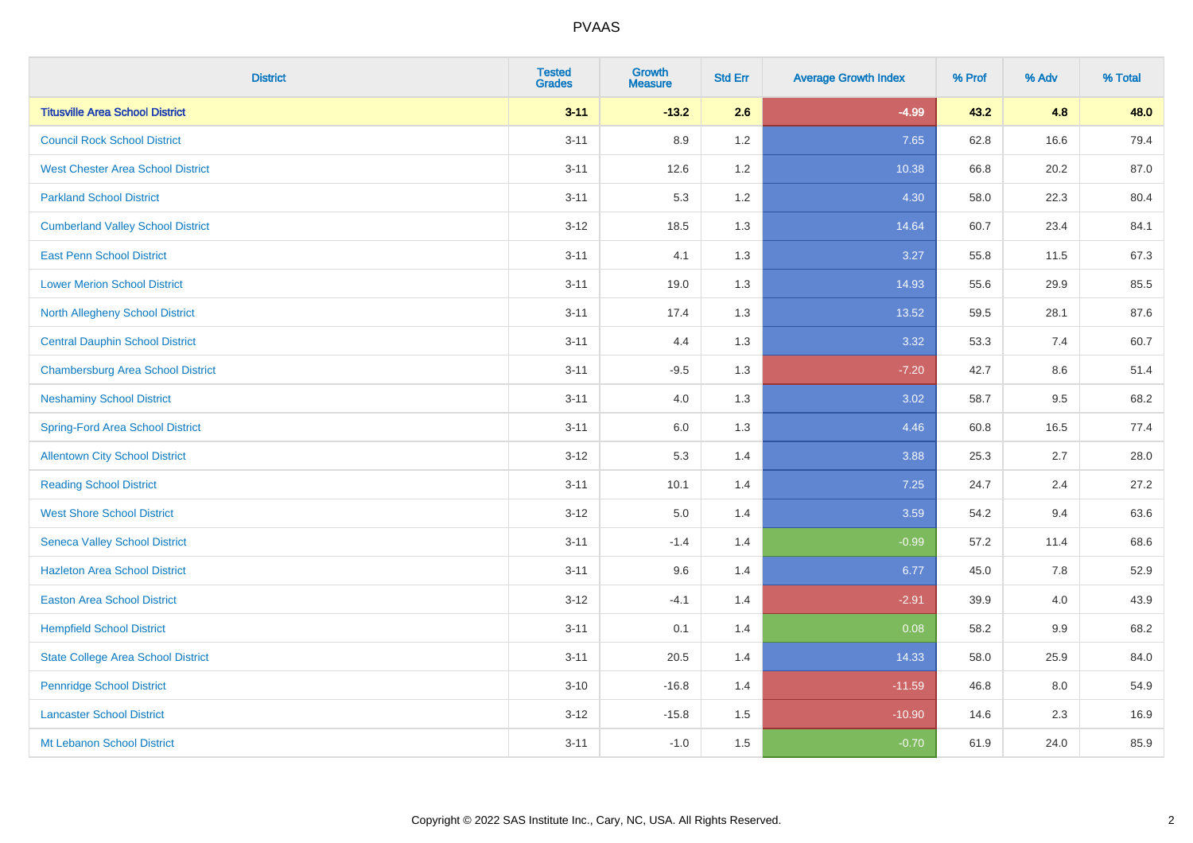| District | Tested Grades | Growth Measure | Std Err | Average Growth Index | % Prof | % Adv | % Total |
|---|---|---|---|---|---|---|---|
| **Titusville Area School District** | **3-11** | **-13.2** | **2.6** | **-4.99** | **43.2** | **4.8** | **48.0** |
| Council Rock School District | 3-11 | 8.9 | 1.2 | 7.65 | 62.8 | 16.6 | 79.4 |
| West Chester Area School District | 3-11 | 12.6 | 1.2 | 10.38 | 66.8 | 20.2 | 87.0 |
| Parkland School District | 3-11 | 5.3 | 1.2 | 4.30 | 58.0 | 22.3 | 80.4 |
| Cumberland Valley School District | 3-12 | 18.5 | 1.3 | 14.64 | 60.7 | 23.4 | 84.1 |
| East Penn School District | 3-11 | 4.1 | 1.3 | 3.27 | 55.8 | 11.5 | 67.3 |
| Lower Merion School District | 3-11 | 19.0 | 1.3 | 14.93 | 55.6 | 29.9 | 85.5 |
| North Allegheny School District | 3-11 | 17.4 | 1.3 | 13.52 | 59.5 | 28.1 | 87.6 |
| Central Dauphin School District | 3-11 | 4.4 | 1.3 | 3.32 | 53.3 | 7.4 | 60.7 |
| Chambersburg Area School District | 3-11 | -9.5 | 1.3 | -7.20 | 42.7 | 8.6 | 51.4 |
| Neshaminy School District | 3-11 | 4.0 | 1.3 | 3.02 | 58.7 | 9.5 | 68.2 |
| Spring-Ford Area School District | 3-11 | 6.0 | 1.3 | 4.46 | 60.8 | 16.5 | 77.4 |
| Allentown City School District | 3-12 | 5.3 | 1.4 | 3.88 | 25.3 | 2.7 | 28.0 |
| Reading School District | 3-11 | 10.1 | 1.4 | 7.25 | 24.7 | 2.4 | 27.2 |
| West Shore School District | 3-12 | 5.0 | 1.4 | 3.59 | 54.2 | 9.4 | 63.6 |
| Seneca Valley School District | 3-11 | -1.4 | 1.4 | -0.99 | 57.2 | 11.4 | 68.6 |
| Hazleton Area School District | 3-11 | 9.6 | 1.4 | 6.77 | 45.0 | 7.8 | 52.9 |
| Easton Area School District | 3-12 | -4.1 | 1.4 | -2.91 | 39.9 | 4.0 | 43.9 |
| Hempfield School District | 3-11 | 0.1 | 1.4 | 0.08 | 58.2 | 9.9 | 68.2 |
| State College Area School District | 3-11 | 20.5 | 1.4 | 14.33 | 58.0 | 25.9 | 84.0 |
| Pennridge School District | 3-10 | -16.8 | 1.4 | -11.59 | 46.8 | 8.0 | 54.9 |
| Lancaster School District | 3-12 | -15.8 | 1.5 | -10.90 | 14.6 | 2.3 | 16.9 |
| Mt Lebanon School District | 3-11 | -1.0 | 1.5 | -0.70 | 61.9 | 24.0 | 85.9 |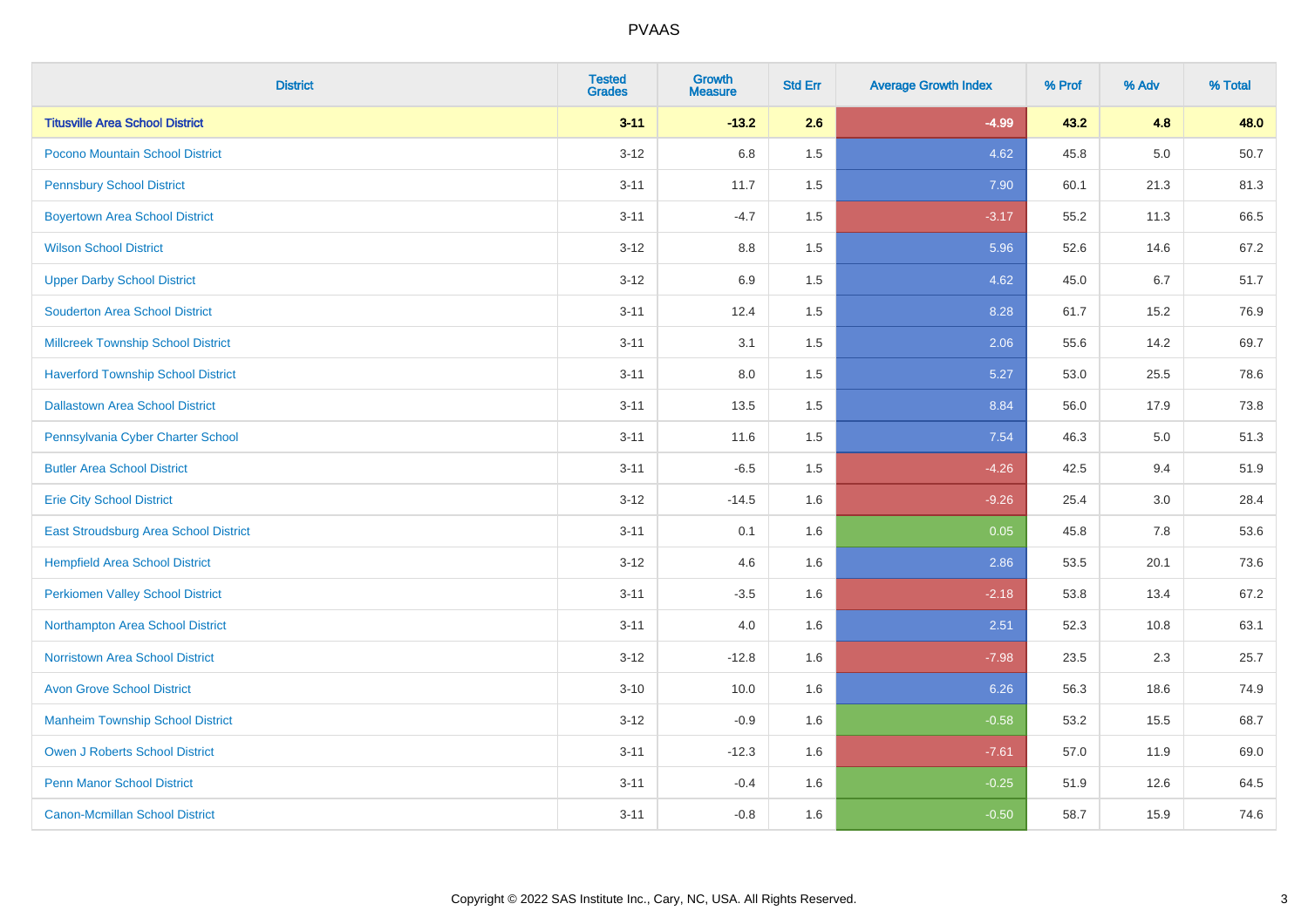| District | Tested Grades | Growth Measure | Std Err | Average Growth Index | % Prof | % Adv | % Total |
|---|---|---|---|---|---|---|---|
| **Titusville Area School District** | **3-11** | **-13.2** | **2.6** | **-4.99** | **43.2** | **4.8** | **48.0** |
| Pocono Mountain School District | 3-12 | 6.8 | 1.5 | 4.62 | 45.8 | 5.0 | 50.7 |
| Pennsbury School District | 3-11 | 11.7 | 1.5 | 7.90 | 60.1 | 21.3 | 81.3 |
| Boyertown Area School District | 3-11 | -4.7 | 1.5 | -3.17 | 55.2 | 11.3 | 66.5 |
| Wilson School District | 3-12 | 8.8 | 1.5 | 5.96 | 52.6 | 14.6 | 67.2 |
| Upper Darby School District | 3-12 | 6.9 | 1.5 | 4.62 | 45.0 | 6.7 | 51.7 |
| Souderton Area School District | 3-11 | 12.4 | 1.5 | 8.28 | 61.7 | 15.2 | 76.9 |
| Millcreek Township School District | 3-11 | 3.1 | 1.5 | 2.06 | 55.6 | 14.2 | 69.7 |
| Haverford Township School District | 3-11 | 8.0 | 1.5 | 5.27 | 53.0 | 25.5 | 78.6 |
| Dallastown Area School District | 3-11 | 13.5 | 1.5 | 8.84 | 56.0 | 17.9 | 73.8 |
| Pennsylvania Cyber Charter School | 3-11 | 11.6 | 1.5 | 7.54 | 46.3 | 5.0 | 51.3 |
| Butler Area School District | 3-11 | -6.5 | 1.5 | -4.26 | 42.5 | 9.4 | 51.9 |
| Erie City School District | 3-12 | -14.5 | 1.6 | -9.26 | 25.4 | 3.0 | 28.4 |
| East Stroudsburg Area School District | 3-11 | 0.1 | 1.6 | 0.05 | 45.8 | 7.8 | 53.6 |
| Hempfield Area School District | 3-12 | 4.6 | 1.6 | 2.86 | 53.5 | 20.1 | 73.6 |
| Perkiomen Valley School District | 3-11 | -3.5 | 1.6 | -2.18 | 53.8 | 13.4 | 67.2 |
| Northampton Area School District | 3-11 | 4.0 | 1.6 | 2.51 | 52.3 | 10.8 | 63.1 |
| Norristown Area School District | 3-12 | -12.8 | 1.6 | -7.98 | 23.5 | 2.3 | 25.7 |
| Avon Grove School District | 3-10 | 10.0 | 1.6 | 6.26 | 56.3 | 18.6 | 74.9 |
| Manheim Township School District | 3-12 | -0.9 | 1.6 | -0.58 | 53.2 | 15.5 | 68.7 |
| Owen J Roberts School District | 3-11 | -12.3 | 1.6 | -7.61 | 57.0 | 11.9 | 69.0 |
| Penn Manor School District | 3-11 | -0.4 | 1.6 | -0.25 | 51.9 | 12.6 | 64.5 |
| Canon-Mcmillan School District | 3-11 | -0.8 | 1.6 | -0.50 | 58.7 | 15.9 | 74.6 |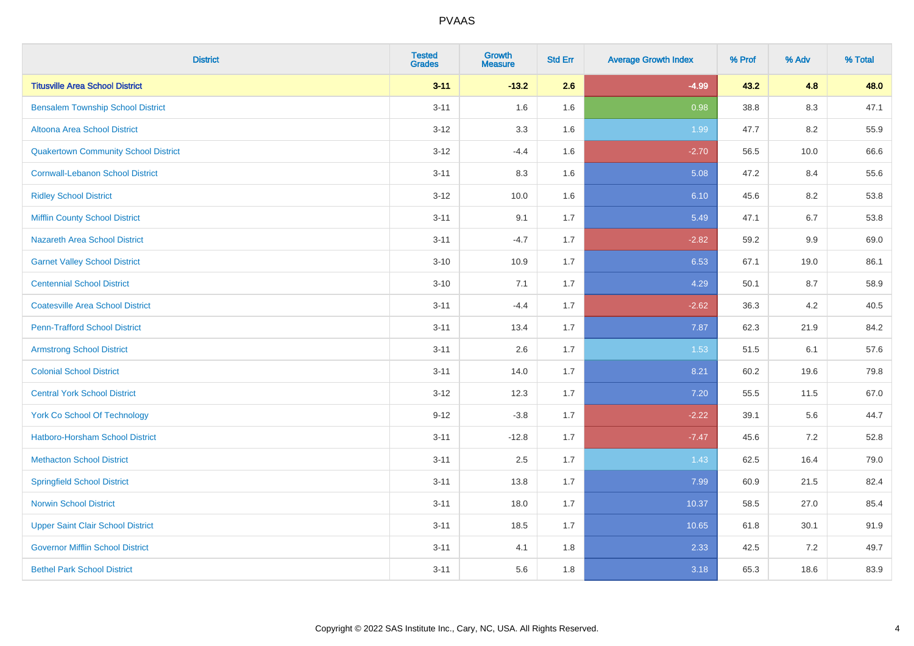# PVAAS

| District | Tested Grades | Growth Measure | Std Err | Average Growth Index | % Prof | % Adv | % Total |
|---|---|---|---|---|---|---|---|
| **Titusville Area School District** | **3-11** | **-13.2** | **2.6** | **-4.99** | **43.2** | **4.8** | **48.0** |
| Bensalem Township School District | 3-11 | 1.6 | 1.6 | 0.98 | 38.8 | 8.3 | 47.1 |
| Altoona Area School District | 3-12 | 3.3 | 1.6 | 1.99 | 47.7 | 8.2 | 55.9 |
| Quakertown Community School District | 3-12 | -4.4 | 1.6 | -2.70 | 56.5 | 10.0 | 66.6 |
| Cornwall-Lebanon School District | 3-11 | 8.3 | 1.6 | 5.08 | 47.2 | 8.4 | 55.6 |
| Ridley School District | 3-12 | 10.0 | 1.6 | 6.10 | 45.6 | 8.2 | 53.8 |
| Mifflin County School District | 3-11 | 9.1 | 1.7 | 5.49 | 47.1 | 6.7 | 53.8 |
| Nazareth Area School District | 3-11 | -4.7 | 1.7 | -2.82 | 59.2 | 9.9 | 69.0 |
| Garnet Valley School District | 3-10 | 10.9 | 1.7 | 6.53 | 67.1 | 19.0 | 86.1 |
| Centennial School District | 3-10 | 7.1 | 1.7 | 4.29 | 50.1 | 8.7 | 58.9 |
| Coatesville Area School District | 3-11 | -4.4 | 1.7 | -2.62 | 36.3 | 4.2 | 40.5 |
| Penn-Trafford School District | 3-11 | 13.4 | 1.7 | 7.87 | 62.3 | 21.9 | 84.2 |
| Armstrong School District | 3-11 | 2.6 | 1.7 | 1.53 | 51.5 | 6.1 | 57.6 |
| Colonial School District | 3-11 | 14.0 | 1.7 | 8.21 | 60.2 | 19.6 | 79.8 |
| Central York School District | 3-12 | 12.3 | 1.7 | 7.20 | 55.5 | 11.5 | 67.0 |
| York Co School Of Technology | 9-12 | -3.8 | 1.7 | -2.22 | 39.1 | 5.6 | 44.7 |
| Hatboro-Horsham School District | 3-11 | -12.8 | 1.7 | -7.47 | 45.6 | 7.2 | 52.8 |
| Methacton School District | 3-11 | 2.5 | 1.7 | 1.43 | 62.5 | 16.4 | 79.0 |
| Springfield School District | 3-11 | 13.8 | 1.7 | 7.99 | 60.9 | 21.5 | 82.4 |
| Norwin School District | 3-11 | 18.0 | 1.7 | 10.37 | 58.5 | 27.0 | 85.4 |
| Upper Saint Clair School District | 3-11 | 18.5 | 1.7 | 10.65 | 61.8 | 30.1 | 91.9 |
| Governor Mifflin School District | 3-11 | 4.1 | 1.8 | 2.33 | 42.5 | 7.2 | 49.7 |
| Bethel Park School District | 3-11 | 5.6 | 1.8 | 3.18 | 65.3 | 18.6 | 83.9 |

Copyright © 2022 SAS Institute Inc., Cary, NC, USA. All Rights Reserved.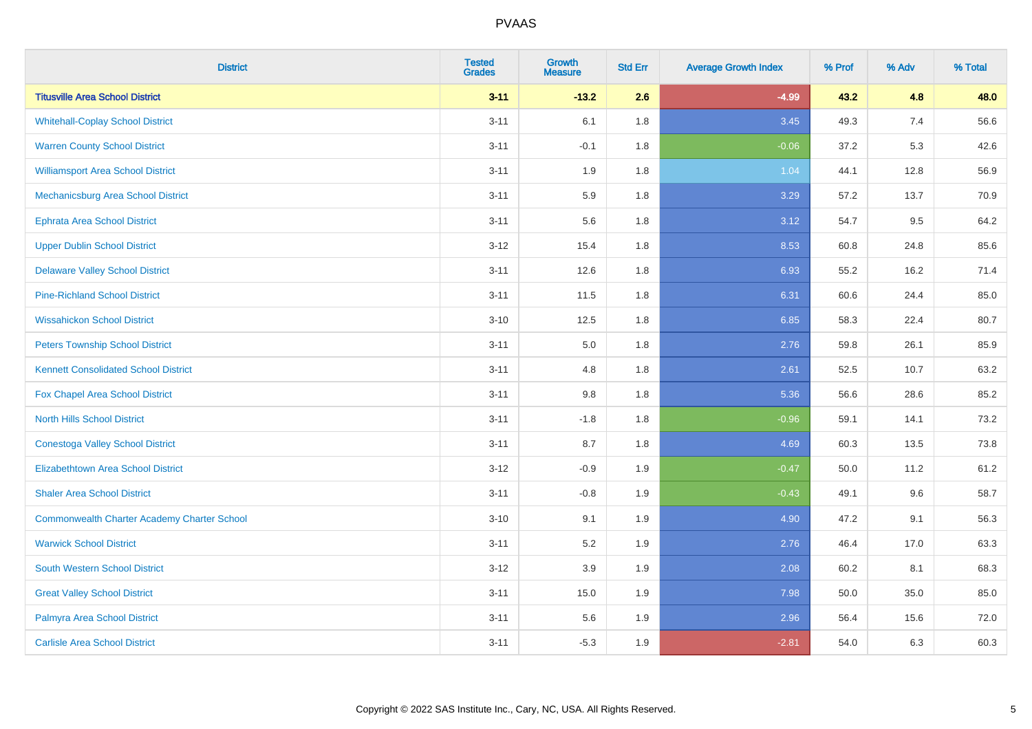| District | Tested Grades | Growth Measure | Std Err | Average Growth Index | % Prof | % Adv | % Total |
|---|---|---|---|---|---|---|---|
| **Titusville Area School District** | **3-11** | **-13.2** | **2.6** | **-4.99** | **43.2** | **4.8** | **48.0** |
| Whitehall-Coplay School District | 3-11 | 6.1 | 1.8 | 3.45 | 49.3 | 7.4 | 56.6 |
| Warren County School District | 3-11 | -0.1 | 1.8 | -0.06 | 37.2 | 5.3 | 42.6 |
| Williamsport Area School District | 3-11 | 1.9 | 1.8 | 1.04 | 44.1 | 12.8 | 56.9 |
| Mechanicsburg Area School District | 3-11 | 5.9 | 1.8 | 3.29 | 57.2 | 13.7 | 70.9 |
| Ephrata Area School District | 3-11 | 5.6 | 1.8 | 3.12 | 54.7 | 9.5 | 64.2 |
| Upper Dublin School District | 3-12 | 15.4 | 1.8 | 8.53 | 60.8 | 24.8 | 85.6 |
| Delaware Valley School District | 3-11 | 12.6 | 1.8 | 6.93 | 55.2 | 16.2 | 71.4 |
| Pine-Richland School District | 3-11 | 11.5 | 1.8 | 6.31 | 60.6 | 24.4 | 85.0 |
| Wissahickon School District | 3-10 | 12.5 | 1.8 | 6.85 | 58.3 | 22.4 | 80.7 |
| Peters Township School District | 3-11 | 5.0 | 1.8 | 2.76 | 59.8 | 26.1 | 85.9 |
| Kennett Consolidated School District | 3-11 | 4.8 | 1.8 | 2.61 | 52.5 | 10.7 | 63.2 |
| Fox Chapel Area School District | 3-11 | 9.8 | 1.8 | 5.36 | 56.6 | 28.6 | 85.2 |
| North Hills School District | 3-11 | -1.8 | 1.8 | -0.96 | 59.1 | 14.1 | 73.2 |
| Conestoga Valley School District | 3-11 | 8.7 | 1.8 | 4.69 | 60.3 | 13.5 | 73.8 |
| Elizabethtown Area School District | 3-12 | -0.9 | 1.9 | -0.47 | 50.0 | 11.2 | 61.2 |
| Shaler Area School District | 3-11 | -0.8 | 1.9 | -0.43 | 49.1 | 9.6 | 58.7 |
| Commonwealth Charter Academy Charter School | 3-10 | 9.1 | 1.9 | 4.90 | 47.2 | 9.1 | 56.3 |
| Warwick School District | 3-11 | 5.2 | 1.9 | 2.76 | 46.4 | 17.0 | 63.3 |
| South Western School District | 3-12 | 3.9 | 1.9 | 2.08 | 60.2 | 8.1 | 68.3 |
| Great Valley School District | 3-11 | 15.0 | 1.9 | 7.98 | 50.0 | 35.0 | 85.0 |
| Palmyra Area School District | 3-11 | 5.6 | 1.9 | 2.96 | 56.4 | 15.6 | 72.0 |
| Carlisle Area School District | 3-11 | -5.3 | 1.9 | -2.81 | 54.0 | 6.3 | 60.3 |

Copyright © 2022 SAS Institute Inc., Cary, NC, USA. All Rights Reserved.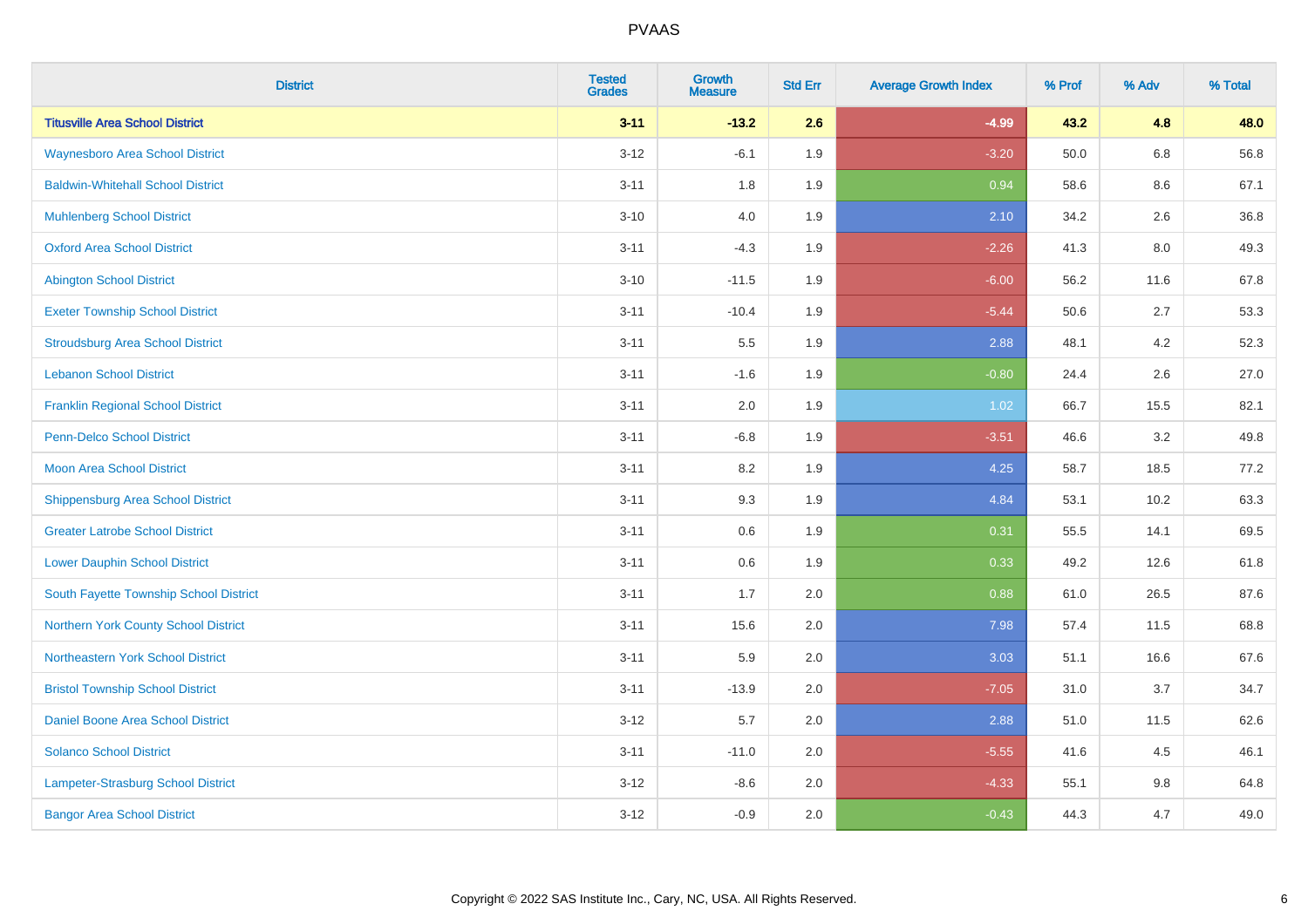# PVAAS

| District | Tested Grades | Growth Measure | Std Err | Average Growth Index | % Prof | % Adv | % Total |
|---|---|---|---|---|---|---|---|
| **Titusville Area School District** | **3-11** | **-13.2** | **2.6** | **-4.99** | **43.2** | **4.8** | **48.0** |
| Waynesboro Area School District | 3-12 | -6.1 | 1.9 | -3.20 | 50.0 | 6.8 | 56.8 |
| Baldwin-Whitehall School District | 3-11 | 1.8 | 1.9 | 0.94 | 58.6 | 8.6 | 67.1 |
| Muhlenberg School District | 3-10 | 4.0 | 1.9 | 2.10 | 34.2 | 2.6 | 36.8 |
| Oxford Area School District | 3-11 | -4.3 | 1.9 | -2.26 | 41.3 | 8.0 | 49.3 |
| Abington School District | 3-10 | -11.5 | 1.9 | -6.00 | 56.2 | 11.6 | 67.8 |
| Exeter Township School District | 3-11 | -10.4 | 1.9 | -5.44 | 50.6 | 2.7 | 53.3 |
| Stroudsburg Area School District | 3-11 | 5.5 | 1.9 | 2.88 | 48.1 | 4.2 | 52.3 |
| Lebanon School District | 3-11 | -1.6 | 1.9 | -0.80 | 24.4 | 2.6 | 27.0 |
| Franklin Regional School District | 3-11 | 2.0 | 1.9 | 1.02 | 66.7 | 15.5 | 82.1 |
| Penn-Delco School District | 3-11 | -6.8 | 1.9 | -3.51 | 46.6 | 3.2 | 49.8 |
| Moon Area School District | 3-11 | 8.2 | 1.9 | 4.25 | 58.7 | 18.5 | 77.2 |
| Shippensburg Area School District | 3-11 | 9.3 | 1.9 | 4.84 | 53.1 | 10.2 | 63.3 |
| Greater Latrobe School District | 3-11 | 0.6 | 1.9 | 0.31 | 55.5 | 14.1 | 69.5 |
| Lower Dauphin School District | 3-11 | 0.6 | 1.9 | 0.33 | 49.2 | 12.6 | 61.8 |
| South Fayette Township School District | 3-11 | 1.7 | 2.0 | 0.88 | 61.0 | 26.5 | 87.6 |
| Northern York County School District | 3-11 | 15.6 | 2.0 | 7.98 | 57.4 | 11.5 | 68.8 |
| Northeastern York School District | 3-11 | 5.9 | 2.0 | 3.03 | 51.1 | 16.6 | 67.6 |
| Bristol Township School District | 3-11 | -13.9 | 2.0 | -7.05 | 31.0 | 3.7 | 34.7 |
| Daniel Boone Area School District | 3-12 | 5.7 | 2.0 | 2.88 | 51.0 | 11.5 | 62.6 |
| Solanco School District | 3-11 | -11.0 | 2.0 | -5.55 | 41.6 | 4.5 | 46.1 |
| Lampeter-Strasburg School District | 3-12 | -8.6 | 2.0 | -4.33 | 55.1 | 9.8 | 64.8 |
| Bangor Area School District | 3-12 | -0.9 | 2.0 | -0.43 | 44.3 | 4.7 | 49.0 |

Copyright © 2022 SAS Institute Inc., Cary, NC, USA. All Rights Reserved.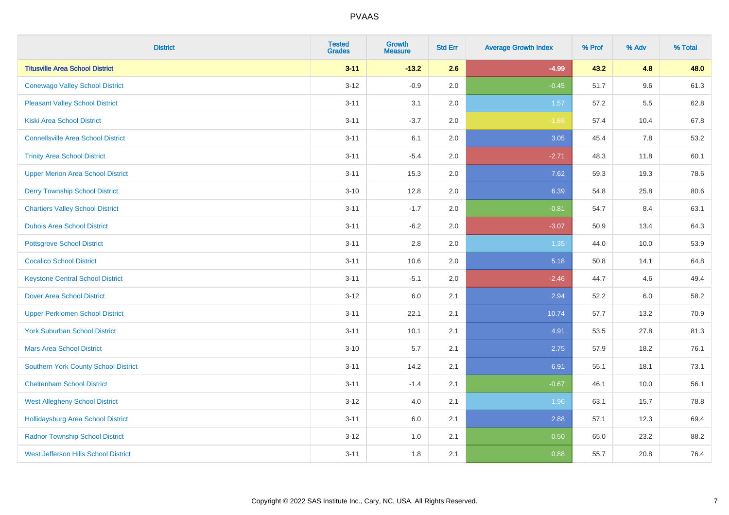# PVAAS

| District | Tested Grades | Growth Measure | Std Err | Average Growth Index | % Prof | % Adv | % Total |
|---|---|---|---|---|---|---|---|
| **Titusville Area School District** | **3-11** | **-13.2** | **2.6** | **-4.99** | **43.2** | **4.8** | **48.0** |
| Conewago Valley School District | 3-12 | -0.9 | 2.0 | -0.45 | 51.7 | 9.6 | 61.3 |
| Pleasant Valley School District | 3-11 | 3.1 | 2.0 | 1.57 | 57.2 | 5.5 | 62.8 |
| Kiski Area School District | 3-11 | -3.7 | 2.0 | -1.86 | 57.4 | 10.4 | 67.8 |
| Connellsville Area School District | 3-11 | 6.1 | 2.0 | 3.05 | 45.4 | 7.8 | 53.2 |
| Trinity Area School District | 3-11 | -5.4 | 2.0 | -2.71 | 48.3 | 11.8 | 60.1 |
| Upper Merion Area School District | 3-11 | 15.3 | 2.0 | 7.62 | 59.3 | 19.3 | 78.6 |
| Derry Township School District | 3-10 | 12.8 | 2.0 | 6.39 | 54.8 | 25.8 | 80.6 |
| Chartiers Valley School District | 3-11 | -1.7 | 2.0 | -0.81 | 54.7 | 8.4 | 63.1 |
| Dubois Area School District | 3-11 | -6.2 | 2.0 | -3.07 | 50.9 | 13.4 | 64.3 |
| Pottsgrove School District | 3-11 | 2.8 | 2.0 | 1.35 | 44.0 | 10.0 | 53.9 |
| Cocalico School District | 3-11 | 10.6 | 2.0 | 5.18 | 50.8 | 14.1 | 64.8 |
| Keystone Central School District | 3-11 | -5.1 | 2.0 | -2.46 | 44.7 | 4.6 | 49.4 |
| Dover Area School District | 3-12 | 6.0 | 2.1 | 2.94 | 52.2 | 6.0 | 58.2 |
| Upper Perkiomen School District | 3-11 | 22.1 | 2.1 | 10.74 | 57.7 | 13.2 | 70.9 |
| York Suburban School District | 3-11 | 10.1 | 2.1 | 4.91 | 53.5 | 27.8 | 81.3 |
| Mars Area School District | 3-10 | 5.7 | 2.1 | 2.75 | 57.9 | 18.2 | 76.1 |
| Southern York County School District | 3-11 | 14.2 | 2.1 | 6.91 | 55.1 | 18.1 | 73.1 |
| Cheltenham School District | 3-11 | -1.4 | 2.1 | -0.67 | 46.1 | 10.0 | 56.1 |
| West Allegheny School District | 3-12 | 4.0 | 2.1 | 1.96 | 63.1 | 15.7 | 78.8 |
| Hollidaysburg Area School District | 3-11 | 6.0 | 2.1 | 2.88 | 57.1 | 12.3 | 69.4 |
| Radnor Township School District | 3-12 | 1.0 | 2.1 | 0.50 | 65.0 | 23.2 | 88.2 |
| West Jefferson Hills School District | 3-11 | 1.8 | 2.1 | 0.88 | 55.7 | 20.8 | 76.4 |

Copyright © 2022 SAS Institute Inc., Cary, NC, USA. All Rights Reserved.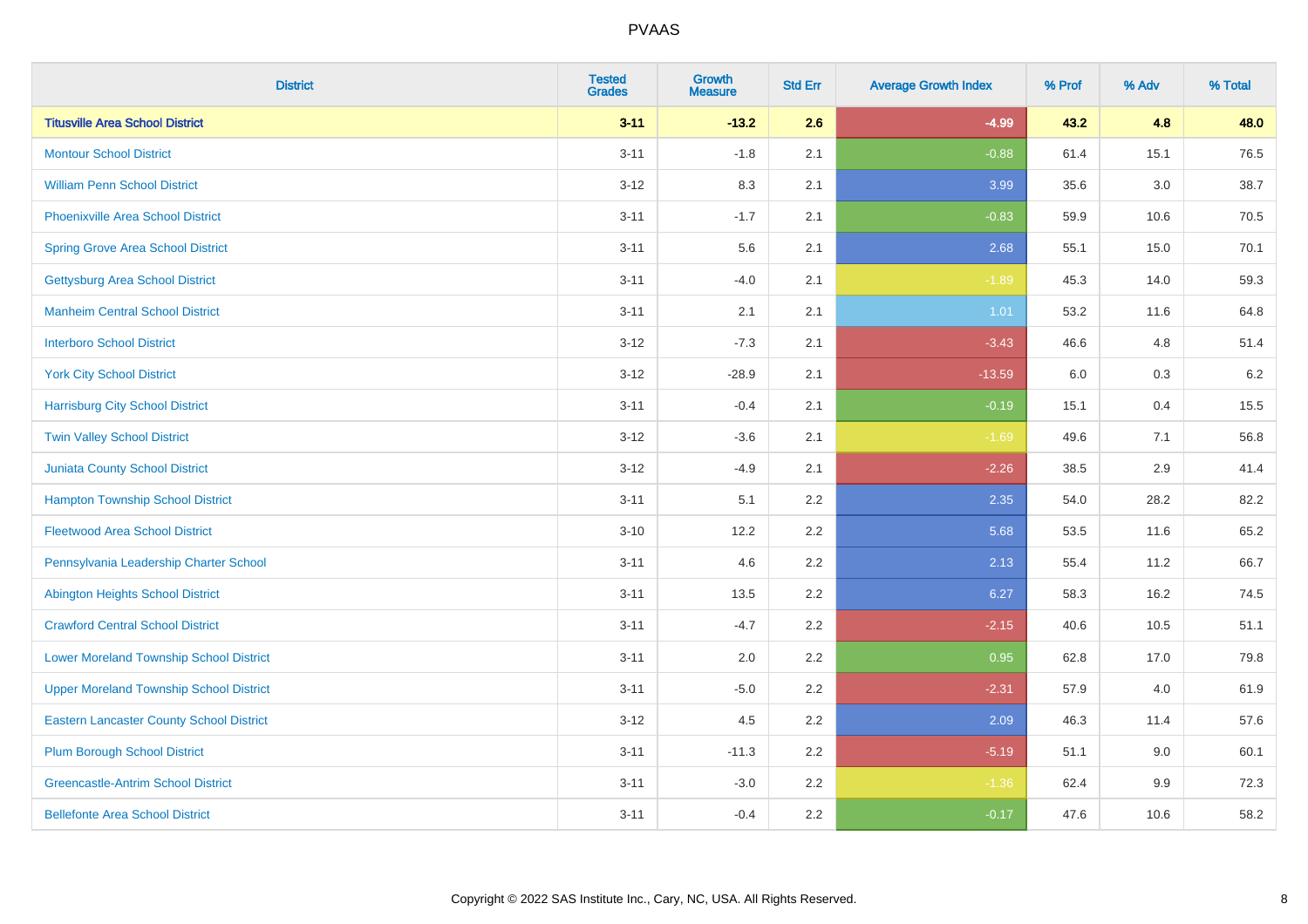# PVAAS

| District | Tested Grades | Growth Measure | Std Err | Average Growth Index | % Prof | % Adv | % Total |
|---|---|---|---|---|---|---|---|
| **Titusville Area School District** | **3-11** | **-13.2** | **2.6** | **-4.99** | **43.2** | **4.8** | **48.0** |
| Montour School District | 3-11 | -1.8 | 2.1 | -0.88 | 61.4 | 15.1 | 76.5 |
| William Penn School District | 3-12 | 8.3 | 2.1 | 3.99 | 35.6 | 3.0 | 38.7 |
| Phoenixville Area School District | 3-11 | -1.7 | 2.1 | -0.83 | 59.9 | 10.6 | 70.5 |
| Spring Grove Area School District | 3-11 | 5.6 | 2.1 | 2.68 | 55.1 | 15.0 | 70.1 |
| Gettysburg Area School District | 3-11 | -4.0 | 2.1 | -1.89 | 45.3 | 14.0 | 59.3 |
| Manheim Central School District | 3-11 | 2.1 | 2.1 | 1.01 | 53.2 | 11.6 | 64.8 |
| Interboro School District | 3-12 | -7.3 | 2.1 | -3.43 | 46.6 | 4.8 | 51.4 |
| York City School District | 3-12 | -28.9 | 2.1 | -13.59 | 6.0 | 0.3 | 6.2 |
| Harrisburg City School District | 3-11 | -0.4 | 2.1 | -0.19 | 15.1 | 0.4 | 15.5 |
| Twin Valley School District | 3-12 | -3.6 | 2.1 | -1.69 | 49.6 | 7.1 | 56.8 |
| Juniata County School District | 3-12 | -4.9 | 2.1 | -2.26 | 38.5 | 2.9 | 41.4 |
| Hampton Township School District | 3-11 | 5.1 | 2.2 | 2.35 | 54.0 | 28.2 | 82.2 |
| Fleetwood Area School District | 3-10 | 12.2 | 2.2 | 5.68 | 53.5 | 11.6 | 65.2 |
| Pennsylvania Leadership Charter School | 3-11 | 4.6 | 2.2 | 2.13 | 55.4 | 11.2 | 66.7 |
| Abington Heights School District | 3-11 | 13.5 | 2.2 | 6.27 | 58.3 | 16.2 | 74.5 |
| Crawford Central School District | 3-11 | -4.7 | 2.2 | -2.15 | 40.6 | 10.5 | 51.1 |
| Lower Moreland Township School District | 3-11 | 2.0 | 2.2 | 0.95 | 62.8 | 17.0 | 79.8 |
| Upper Moreland Township School District | 3-11 | -5.0 | 2.2 | -2.31 | 57.9 | 4.0 | 61.9 |
| Eastern Lancaster County School District | 3-12 | 4.5 | 2.2 | 2.09 | 46.3 | 11.4 | 57.6 |
| Plum Borough School District | 3-11 | -11.3 | 2.2 | -5.19 | 51.1 | 9.0 | 60.1 |
| Greencastle-Antrim School District | 3-11 | -3.0 | 2.2 | -1.36 | 62.4 | 9.9 | 72.3 |
| Bellefonte Area School District | 3-11 | -0.4 | 2.2 | -0.17 | 47.6 | 10.6 | 58.2 |

Copyright © 2022 SAS Institute Inc., Cary, NC, USA. All Rights Reserved.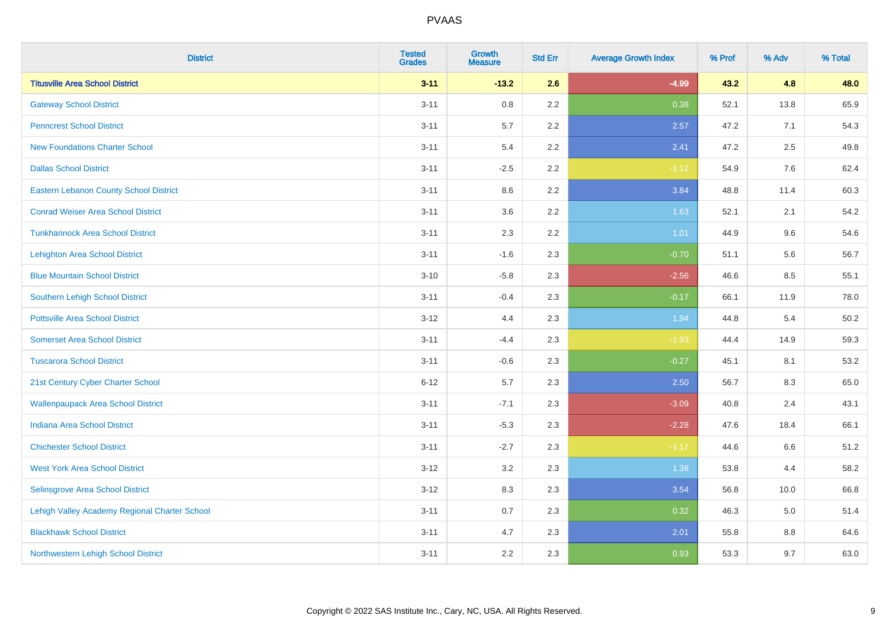# PVAAS

| District | Tested Grades | Growth Measure | Std Err | Average Growth Index | % Prof | % Adv | % Total |
|---|---|---|---|---|---|---|---|
| **Titusville Area School District** | **3-11** | **-13.2** | **2.6** | **-4.99** | **43.2** | **4.8** | **48.0** |
| Gateway School District | 3-11 | 0.8 | 2.2 | 0.38 | 52.1 | 13.8 | 65.9 |
| Penncrest School District | 3-11 | 5.7 | 2.2 | 2.57 | 47.2 | 7.1 | 54.3 |
| New Foundations Charter School | 3-11 | 5.4 | 2.2 | 2.41 | 47.2 | 2.5 | 49.8 |
| Dallas School District | 3-11 | -2.5 | 2.2 | -1.12 | 54.9 | 7.6 | 62.4 |
| Eastern Lebanon County School District | 3-11 | 8.6 | 2.2 | 3.84 | 48.8 | 11.4 | 60.3 |
| Conrad Weiser Area School District | 3-11 | 3.6 | 2.2 | 1.63 | 52.1 | 2.1 | 54.2 |
| Tunkhannock Area School District | 3-11 | 2.3 | 2.2 | 1.01 | 44.9 | 9.6 | 54.6 |
| Lehighton Area School District | 3-11 | -1.6 | 2.3 | -0.70 | 51.1 | 5.6 | 56.7 |
| Blue Mountain School District | 3-10 | -5.8 | 2.3 | -2.56 | 46.6 | 8.5 | 55.1 |
| Southern Lehigh School District | 3-11 | -0.4 | 2.3 | -0.17 | 66.1 | 11.9 | 78.0 |
| Pottsville Area School District | 3-12 | 4.4 | 2.3 | 1.94 | 44.8 | 5.4 | 50.2 |
| Somerset Area School District | 3-11 | -4.4 | 2.3 | -1.93 | 44.4 | 14.9 | 59.3 |
| Tuscarora School District | 3-11 | -0.6 | 2.3 | -0.27 | 45.1 | 8.1 | 53.2 |
| 21st Century Cyber Charter School | 6-12 | 5.7 | 2.3 | 2.50 | 56.7 | 8.3 | 65.0 |
| Wallenpaupack Area School District | 3-11 | -7.1 | 2.3 | -3.09 | 40.8 | 2.4 | 43.1 |
| Indiana Area School District | 3-11 | -5.3 | 2.3 | -2.28 | 47.6 | 18.4 | 66.1 |
| Chichester School District | 3-11 | -2.7 | 2.3 | -1.17 | 44.6 | 6.6 | 51.2 |
| West York Area School District | 3-12 | 3.2 | 2.3 | 1.38 | 53.8 | 4.4 | 58.2 |
| Selinsgrove Area School District | 3-12 | 8.3 | 2.3 | 3.54 | 56.8 | 10.0 | 66.8 |
| Lehigh Valley Academy Regional Charter School | 3-11 | 0.7 | 2.3 | 0.32 | 46.3 | 5.0 | 51.4 |
| Blackhawk School District | 3-11 | 4.7 | 2.3 | 2.01 | 55.8 | 8.8 | 64.6 |
| Northwestern Lehigh School District | 3-11 | 2.2 | 2.3 | 0.93 | 53.3 | 9.7 | 63.0 |

Copyright © 2022 SAS Institute Inc., Cary, NC, USA. All Rights Reserved.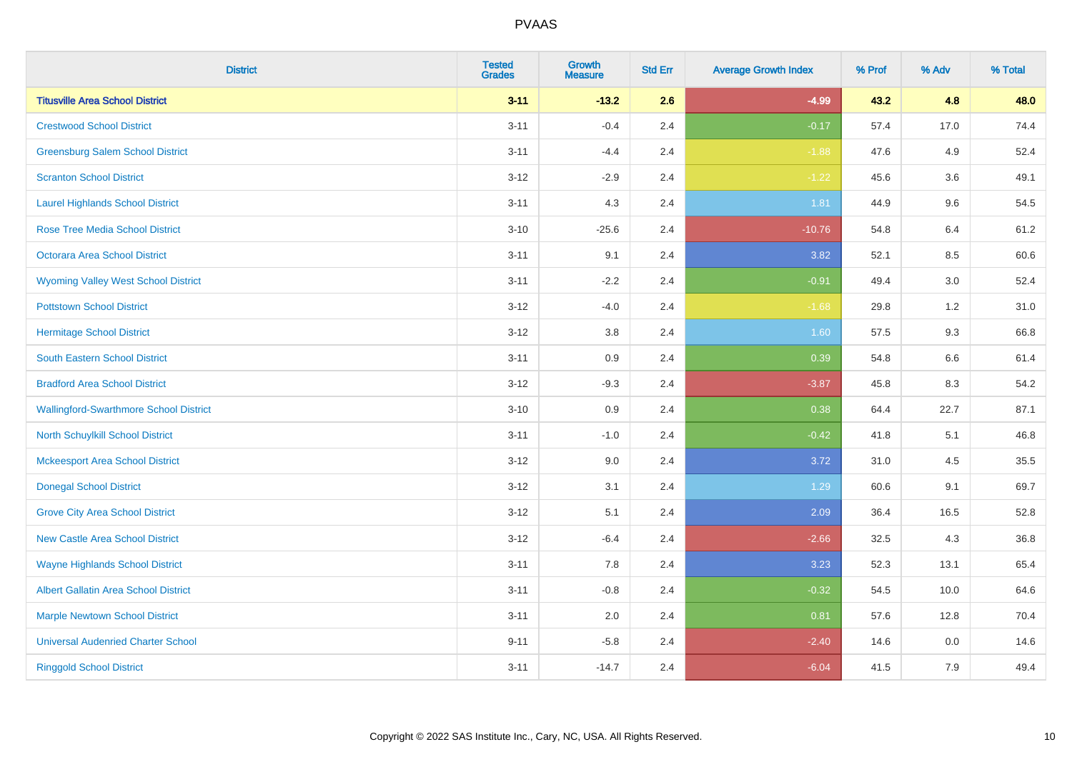| District | Tested Grades | Growth Measure | Std Err | Average Growth Index | % Prof | % Adv | % Total |
|---|---|---|---|---|---|---|---|
| **Titusville Area School District** | **3-11** | **-13.2** | **2.6** | **-4.99** | **43.2** | **4.8** | **48.0** |
| Crestwood School District | 3-11 | -0.4 | 2.4 | -0.17 | 57.4 | 17.0 | 74.4 |
| Greensburg Salem School District | 3-11 | -4.4 | 2.4 | -1.88 | 47.6 | 4.9 | 52.4 |
| Scranton School District | 3-12 | -2.9 | 2.4 | -1.22 | 45.6 | 3.6 | 49.1 |
| Laurel Highlands School District | 3-11 | 4.3 | 2.4 | 1.81 | 44.9 | 9.6 | 54.5 |
| Rose Tree Media School District | 3-10 | -25.6 | 2.4 | -10.76 | 54.8 | 6.4 | 61.2 |
| Octorara Area School District | 3-11 | 9.1 | 2.4 | 3.82 | 52.1 | 8.5 | 60.6 |
| Wyoming Valley West School District | 3-11 | -2.2 | 2.4 | -0.91 | 49.4 | 3.0 | 52.4 |
| Pottstown School District | 3-12 | -4.0 | 2.4 | -1.68 | 29.8 | 1.2 | 31.0 |
| Hermitage School District | 3-12 | 3.8 | 2.4 | 1.60 | 57.5 | 9.3 | 66.8 |
| South Eastern School District | 3-11 | 0.9 | 2.4 | 0.39 | 54.8 | 6.6 | 61.4 |
| Bradford Area School District | 3-12 | -9.3 | 2.4 | -3.87 | 45.8 | 8.3 | 54.2 |
| Wallingford-Swarthmore School District | 3-10 | 0.9 | 2.4 | 0.38 | 64.4 | 22.7 | 87.1 |
| North Schuylkill School District | 3-11 | -1.0 | 2.4 | -0.42 | 41.8 | 5.1 | 46.8 |
| Mckeesport Area School District | 3-12 | 9.0 | 2.4 | 3.72 | 31.0 | 4.5 | 35.5 |
| Donegal School District | 3-12 | 3.1 | 2.4 | 1.29 | 60.6 | 9.1 | 69.7 |
| Grove City Area School District | 3-12 | 5.1 | 2.4 | 2.09 | 36.4 | 16.5 | 52.8 |
| New Castle Area School District | 3-12 | -6.4 | 2.4 | -2.66 | 32.5 | 4.3 | 36.8 |
| Wayne Highlands School District | 3-11 | 7.8 | 2.4 | 3.23 | 52.3 | 13.1 | 65.4 |
| Albert Gallatin Area School District | 3-11 | -0.8 | 2.4 | -0.32 | 54.5 | 10.0 | 64.6 |
| Marple Newtown School District | 3-11 | 2.0 | 2.4 | 0.81 | 57.6 | 12.8 | 70.4 |
| Universal Audenried Charter School | 9-11 | -5.8 | 2.4 | -2.40 | 14.6 | 0.0 | 14.6 |
| Ringgold School District | 3-11 | -14.7 | 2.4 | -6.04 | 41.5 | 7.9 | 49.4 |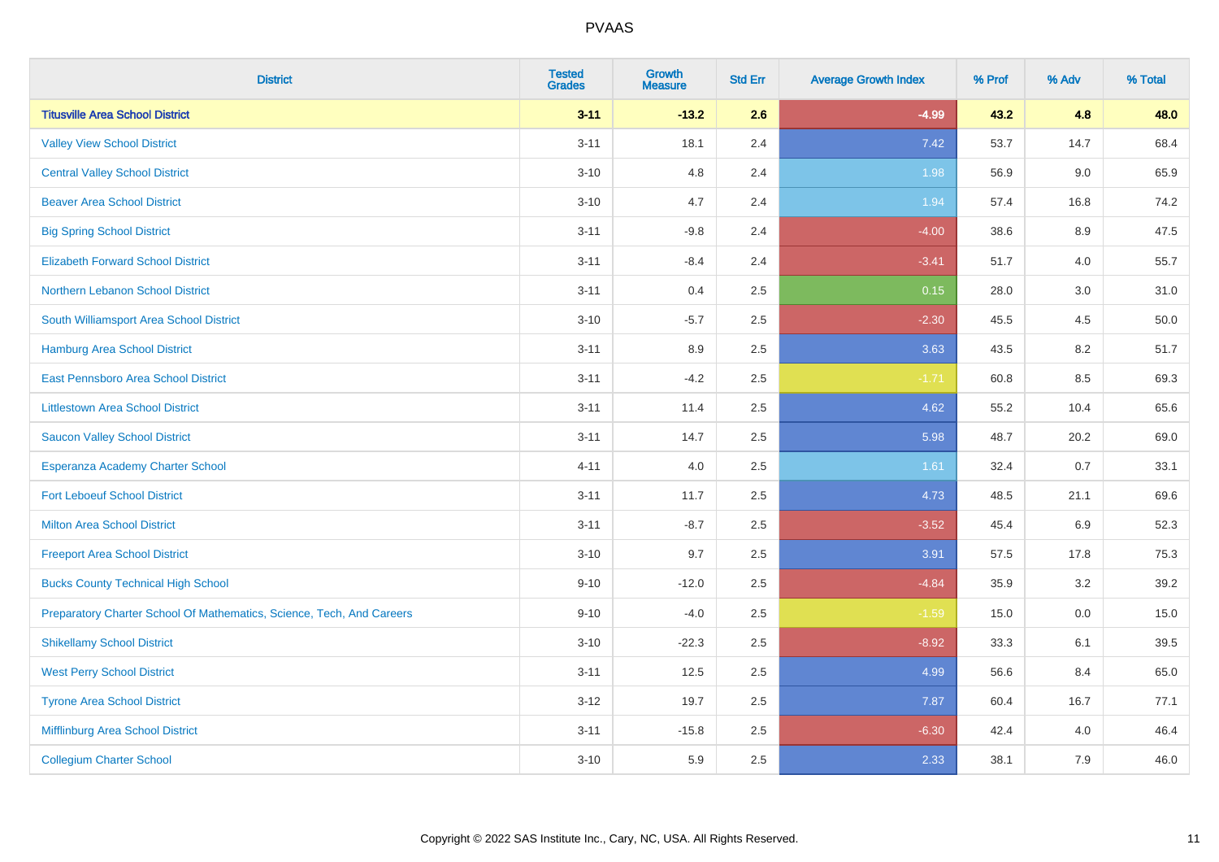# PVAAS

| District | Tested Grades | Growth Measure | Std Err | Average Growth Index | % Prof | % Adv | % Total |
|---|---|---|---|---|---|---|---|
| **Titusville Area School District** | **3-11** | **-13.2** | **2.6** | **-4.99** | **43.2** | **4.8** | **48.0** |
| Valley View School District | 3-11 | 18.1 | 2.4 | 7.42 | 53.7 | 14.7 | 68.4 |
| Central Valley School District | 3-10 | 4.8 | 2.4 | 1.98 | 56.9 | 9.0 | 65.9 |
| Beaver Area School District | 3-10 | 4.7 | 2.4 | 1.94 | 57.4 | 16.8 | 74.2 |
| Big Spring School District | 3-11 | -9.8 | 2.4 | -4.00 | 38.6 | 8.9 | 47.5 |
| Elizabeth Forward School District | 3-11 | -8.4 | 2.4 | -3.41 | 51.7 | 4.0 | 55.7 |
| Northern Lebanon School District | 3-11 | 0.4 | 2.5 | 0.15 | 28.0 | 3.0 | 31.0 |
| South Williamsport Area School District | 3-10 | -5.7 | 2.5 | -2.30 | 45.5 | 4.5 | 50.0 |
| Hamburg Area School District | 3-11 | 8.9 | 2.5 | 3.63 | 43.5 | 8.2 | 51.7 |
| East Pennsboro Area School District | 3-11 | -4.2 | 2.5 | -1.71 | 60.8 | 8.5 | 69.3 |
| Littlestown Area School District | 3-11 | 11.4 | 2.5 | 4.62 | 55.2 | 10.4 | 65.6 |
| Saucon Valley School District | 3-11 | 14.7 | 2.5 | 5.98 | 48.7 | 20.2 | 69.0 |
| Esperanza Academy Charter School | 4-11 | 4.0 | 2.5 | 1.61 | 32.4 | 0.7 | 33.1 |
| Fort Leboeuf School District | 3-11 | 11.7 | 2.5 | 4.73 | 48.5 | 21.1 | 69.6 |
| Milton Area School District | 3-11 | -8.7 | 2.5 | -3.52 | 45.4 | 6.9 | 52.3 |
| Freeport Area School District | 3-10 | 9.7 | 2.5 | 3.91 | 57.5 | 17.8 | 75.3 |
| Bucks County Technical High School | 9-10 | -12.0 | 2.5 | -4.84 | 35.9 | 3.2 | 39.2 |
| Preparatory Charter School Of Mathematics, Science, Tech, And Careers | 9-10 | -4.0 | 2.5 | -1.59 | 15.0 | 0.0 | 15.0 |
| Shikellamy School District | 3-10 | -22.3 | 2.5 | -8.92 | 33.3 | 6.1 | 39.5 |
| West Perry School District | 3-11 | 12.5 | 2.5 | 4.99 | 56.6 | 8.4 | 65.0 |
| Tyrone Area School District | 3-12 | 19.7 | 2.5 | 7.87 | 60.4 | 16.7 | 77.1 |
| Mifflinburg Area School District | 3-11 | -15.8 | 2.5 | -6.30 | 42.4 | 4.0 | 46.4 |
| Collegium Charter School | 3-10 | 5.9 | 2.5 | 2.33 | 38.1 | 7.9 | 46.0 |

Copyright © 2022 SAS Institute Inc., Cary, NC, USA. All Rights Reserved.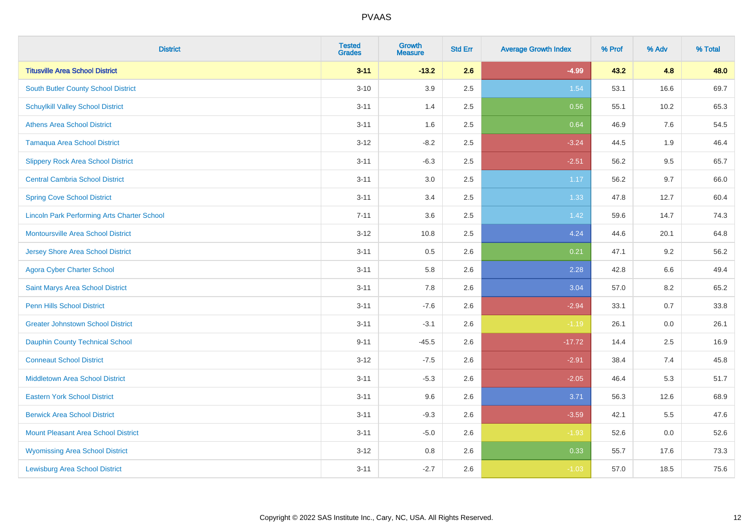| District | Tested Grades | Growth Measure | Std Err | Average Growth Index | % Prof | % Adv | % Total |
|---|---|---|---|---|---|---|---|
| **Titusville Area School District** | **3-11** | **-13.2** | **2.6** | **-4.99** | **43.2** | **4.8** | **48.0** |
| South Butler County School District | 3-10 | 3.9 | 2.5 | 1.54 | 53.1 | 16.6 | 69.7 |
| Schuylkill Valley School District | 3-11 | 1.4 | 2.5 | 0.56 | 55.1 | 10.2 | 65.3 |
| Athens Area School District | 3-11 | 1.6 | 2.5 | 0.64 | 46.9 | 7.6 | 54.5 |
| Tamaqua Area School District | 3-12 | -8.2 | 2.5 | -3.24 | 44.5 | 1.9 | 46.4 |
| Slippery Rock Area School District | 3-11 | -6.3 | 2.5 | -2.51 | 56.2 | 9.5 | 65.7 |
| Central Cambria School District | 3-11 | 3.0 | 2.5 | 1.17 | 56.2 | 9.7 | 66.0 |
| Spring Cove School District | 3-11 | 3.4 | 2.5 | 1.33 | 47.8 | 12.7 | 60.4 |
| Lincoln Park Performing Arts Charter School | 7-11 | 3.6 | 2.5 | 1.42 | 59.6 | 14.7 | 74.3 |
| Montoursville Area School District | 3-12 | 10.8 | 2.5 | 4.24 | 44.6 | 20.1 | 64.8 |
| Jersey Shore Area School District | 3-11 | 0.5 | 2.6 | 0.21 | 47.1 | 9.2 | 56.2 |
| Agora Cyber Charter School | 3-11 | 5.8 | 2.6 | 2.28 | 42.8 | 6.6 | 49.4 |
| Saint Marys Area School District | 3-11 | 7.8 | 2.6 | 3.04 | 57.0 | 8.2 | 65.2 |
| Penn Hills School District | 3-11 | -7.6 | 2.6 | -2.94 | 33.1 | 0.7 | 33.8 |
| Greater Johnstown School District | 3-11 | -3.1 | 2.6 | -1.19 | 26.1 | 0.0 | 26.1 |
| Dauphin County Technical School | 9-11 | -45.5 | 2.6 | -17.72 | 14.4 | 2.5 | 16.9 |
| Conneaut School District | 3-12 | -7.5 | 2.6 | -2.91 | 38.4 | 7.4 | 45.8 |
| Middletown Area School District | 3-11 | -5.3 | 2.6 | -2.05 | 46.4 | 5.3 | 51.7 |
| Eastern York School District | 3-11 | 9.6 | 2.6 | 3.71 | 56.3 | 12.6 | 68.9 |
| Berwick Area School District | 3-11 | -9.3 | 2.6 | -3.59 | 42.1 | 5.5 | 47.6 |
| Mount Pleasant Area School District | 3-11 | -5.0 | 2.6 | -1.93 | 52.6 | 0.0 | 52.6 |
| Wyomissing Area School District | 3-12 | 0.8 | 2.6 | 0.33 | 55.7 | 17.6 | 73.3 |
| Lewisburg Area School District | 3-11 | -2.7 | 2.6 | -1.03 | 57.0 | 18.5 | 75.6 |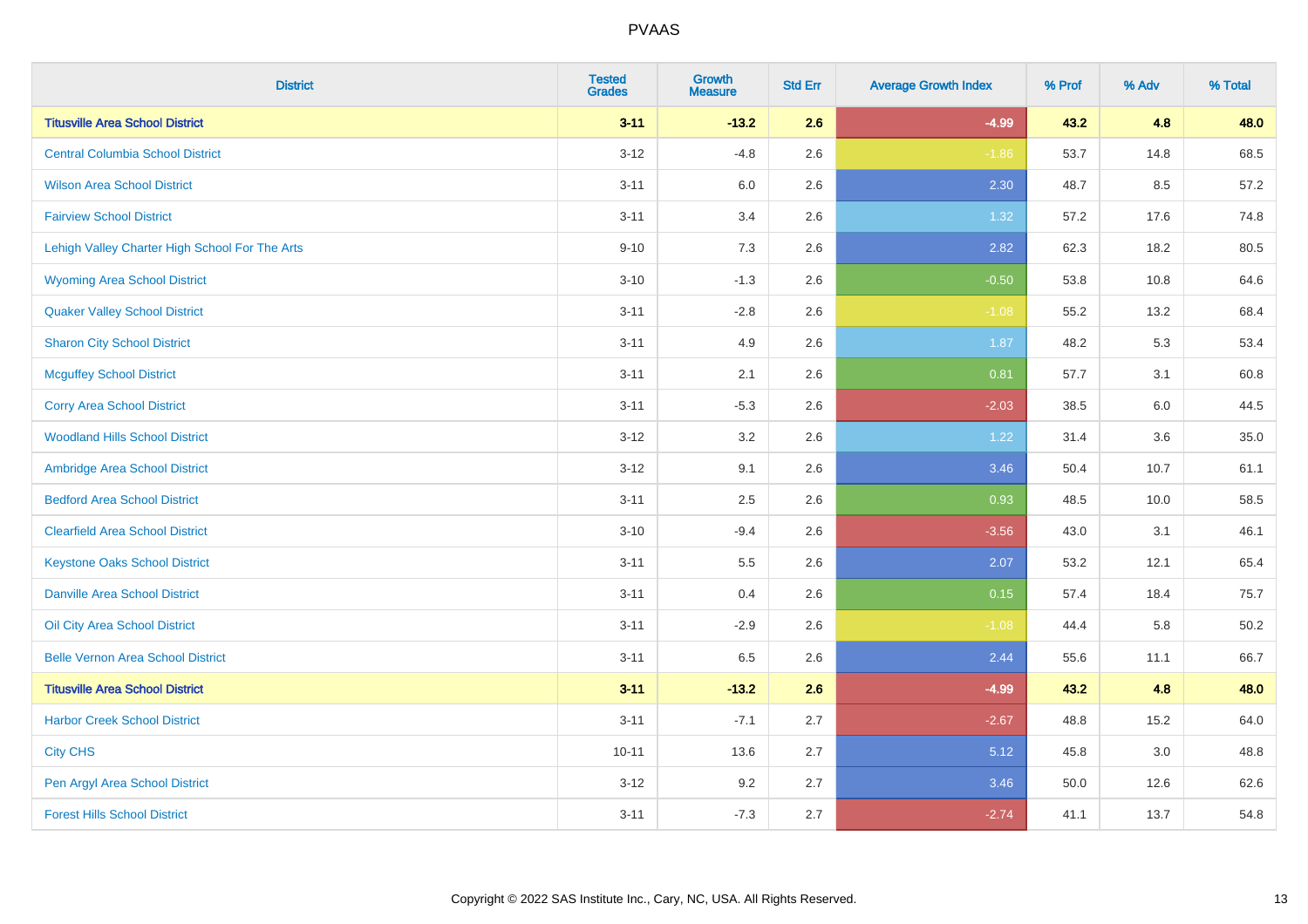| District | Tested Grades | Growth Measure | Std Err | Average Growth Index | % Prof | % Adv | % Total |
|---|---|---|---|---|---|---|---|
| **Titusville Area School District** | **3-11** | **-13.2** | **2.6** | **-4.99** | **43.2** | **4.8** | **48.0** |
| Central Columbia School District | 3-12 | -4.8 | 2.6 | -1.86 | 53.7 | 14.8 | 68.5 |
| Wilson Area School District | 3-11 | 6.0 | 2.6 | 2.30 | 48.7 | 8.5 | 57.2 |
| Fairview School District | 3-11 | 3.4 | 2.6 | 1.32 | 57.2 | 17.6 | 74.8 |
| Lehigh Valley Charter High School For The Arts | 9-10 | 7.3 | 2.6 | 2.82 | 62.3 | 18.2 | 80.5 |
| Wyoming Area School District | 3-10 | -1.3 | 2.6 | -0.50 | 53.8 | 10.8 | 64.6 |
| Quaker Valley School District | 3-11 | -2.8 | 2.6 | -1.08 | 55.2 | 13.2 | 68.4 |
| Sharon City School District | 3-11 | 4.9 | 2.6 | 1.87 | 48.2 | 5.3 | 53.4 |
| Mcguffey School District | 3-11 | 2.1 | 2.6 | 0.81 | 57.7 | 3.1 | 60.8 |
| Corry Area School District | 3-11 | -5.3 | 2.6 | -2.03 | 38.5 | 6.0 | 44.5 |
| Woodland Hills School District | 3-12 | 3.2 | 2.6 | 1.22 | 31.4 | 3.6 | 35.0 |
| Ambridge Area School District | 3-12 | 9.1 | 2.6 | 3.46 | 50.4 | 10.7 | 61.1 |
| Bedford Area School District | 3-11 | 2.5 | 2.6 | 0.93 | 48.5 | 10.0 | 58.5 |
| Clearfield Area School District | 3-10 | -9.4 | 2.6 | -3.56 | 43.0 | 3.1 | 46.1 |
| Keystone Oaks School District | 3-11 | 5.5 | 2.6 | 2.07 | 53.2 | 12.1 | 65.4 |
| Danville Area School District | 3-11 | 0.4 | 2.6 | 0.15 | 57.4 | 18.4 | 75.7 |
| Oil City Area School District | 3-11 | -2.9 | 2.6 | -1.08 | 44.4 | 5.8 | 50.2 |
| Belle Vernon Area School District | 3-11 | 6.5 | 2.6 | 2.44 | 55.6 | 11.1 | 66.7 |
| **Titusville Area School District** | **3-11** | **-13.2** | **2.6** | **-4.99** | **43.2** | **4.8** | **48.0** |
| Harbor Creek School District | 3-11 | -7.1 | 2.7 | -2.67 | 48.8 | 15.2 | 64.0 |
| City CHS | 10-11 | 13.6 | 2.7 | 5.12 | 45.8 | 3.0 | 48.8 |
| Pen Argyl Area School District | 3-12 | 9.2 | 2.7 | 3.46 | 50.0 | 12.6 | 62.6 |
| Forest Hills School District | 3-11 | -7.3 | 2.7 | -2.74 | 41.1 | 13.7 | 54.8 |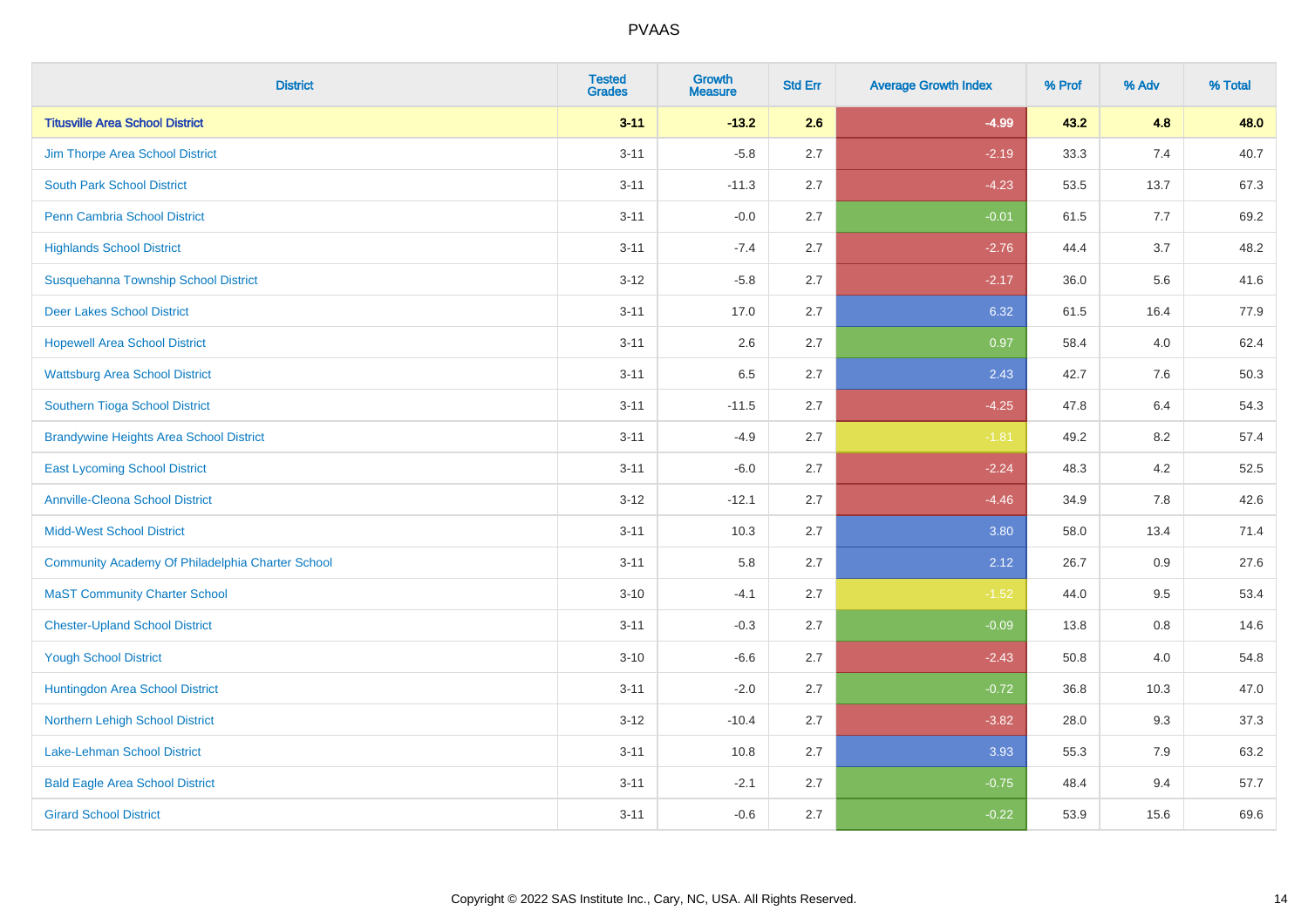# PVAAS

| District | Tested Grades | Growth Measure | Std Err | Average Growth Index | % Prof | % Adv | % Total |
|---|---|---|---|---|---|---|---|
| **Titusville Area School District** | **3-11** | **-13.2** | **2.6** | **-4.99** | **43.2** | **4.8** | **48.0** |
| Jim Thorpe Area School District | 3-11 | -5.8 | 2.7 | -2.19 | 33.3 | 7.4 | 40.7 |
| South Park School District | 3-11 | -11.3 | 2.7 | -4.23 | 53.5 | 13.7 | 67.3 |
| Penn Cambria School District | 3-11 | -0.0 | 2.7 | -0.01 | 61.5 | 7.7 | 69.2 |
| Highlands School District | 3-11 | -7.4 | 2.7 | -2.76 | 44.4 | 3.7 | 48.2 |
| Susquehanna Township School District | 3-12 | -5.8 | 2.7 | -2.17 | 36.0 | 5.6 | 41.6 |
| Deer Lakes School District | 3-11 | 17.0 | 2.7 | 6.32 | 61.5 | 16.4 | 77.9 |
| Hopewell Area School District | 3-11 | 2.6 | 2.7 | 0.97 | 58.4 | 4.0 | 62.4 |
| Wattsburg Area School District | 3-11 | 6.5 | 2.7 | 2.43 | 42.7 | 7.6 | 50.3 |
| Southern Tioga School District | 3-11 | -11.5 | 2.7 | -4.25 | 47.8 | 6.4 | 54.3 |
| Brandywine Heights Area School District | 3-11 | -4.9 | 2.7 | -1.81 | 49.2 | 8.2 | 57.4 |
| East Lycoming School District | 3-11 | -6.0 | 2.7 | -2.24 | 48.3 | 4.2 | 52.5 |
| Annville-Cleona School District | 3-12 | -12.1 | 2.7 | -4.46 | 34.9 | 7.8 | 42.6 |
| Midd-West School District | 3-11 | 10.3 | 2.7 | 3.80 | 58.0 | 13.4 | 71.4 |
| Community Academy Of Philadelphia Charter School | 3-11 | 5.8 | 2.7 | 2.12 | 26.7 | 0.9 | 27.6 |
| MaST Community Charter School | 3-10 | -4.1 | 2.7 | -1.52 | 44.0 | 9.5 | 53.4 |
| Chester-Upland School District | 3-11 | -0.3 | 2.7 | -0.09 | 13.8 | 0.8 | 14.6 |
| Yough School District | 3-10 | -6.6 | 2.7 | -2.43 | 50.8 | 4.0 | 54.8 |
| Huntingdon Area School District | 3-11 | -2.0 | 2.7 | -0.72 | 36.8 | 10.3 | 47.0 |
| Northern Lehigh School District | 3-12 | -10.4 | 2.7 | -3.82 | 28.0 | 9.3 | 37.3 |
| Lake-Lehman School District | 3-11 | 10.8 | 2.7 | 3.93 | 55.3 | 7.9 | 63.2 |
| Bald Eagle Area School District | 3-11 | -2.1 | 2.7 | -0.75 | 48.4 | 9.4 | 57.7 |
| Girard School District | 3-11 | -0.6 | 2.7 | -0.22 | 53.9 | 15.6 | 69.6 |

Copyright © 2022 SAS Institute Inc., Cary, NC, USA. All Rights Reserved.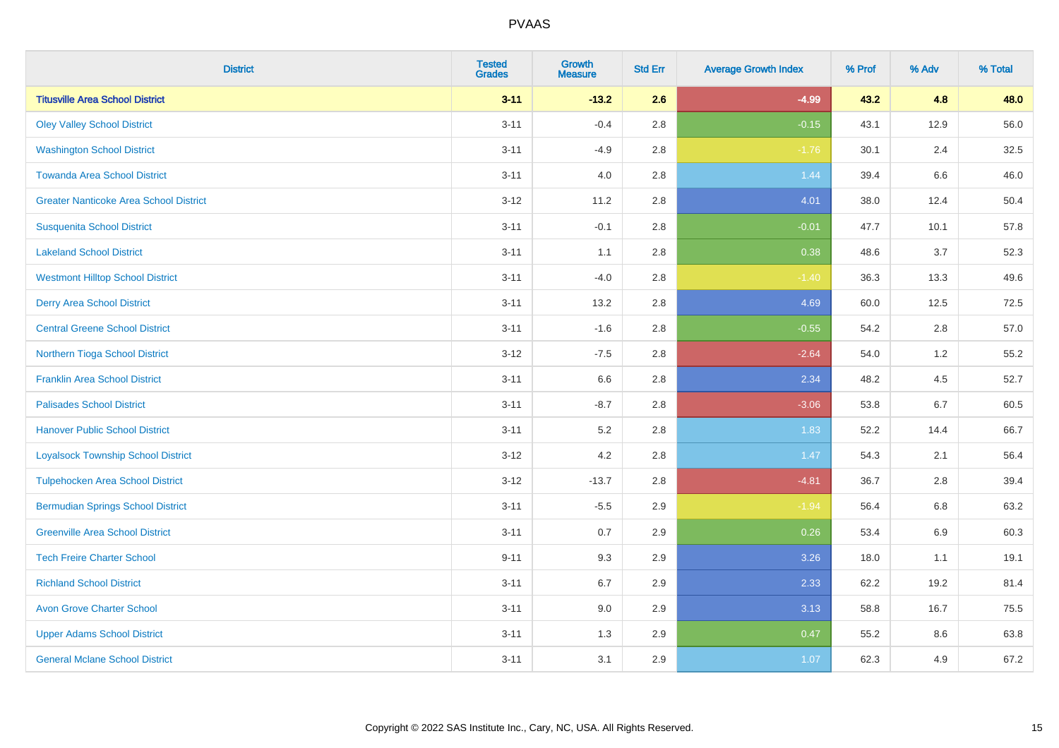| District | Tested Grades | Growth Measure | Std Err | Average Growth Index | % Prof | % Adv | % Total |
|---|---|---|---|---|---|---|---|
| **Titusville Area School District** | **3-11** | **-13.2** | **2.6** | **-4.99** | **43.2** | **4.8** | **48.0** |
| Oley Valley School District | 3-11 | -0.4 | 2.8 | -0.15 | 43.1 | 12.9 | 56.0 |
| Washington School District | 3-11 | -4.9 | 2.8 | -1.76 | 30.1 | 2.4 | 32.5 |
| Towanda Area School District | 3-11 | 4.0 | 2.8 | 1.44 | 39.4 | 6.6 | 46.0 |
| Greater Nanticoke Area School District | 3-12 | 11.2 | 2.8 | 4.01 | 38.0 | 12.4 | 50.4 |
| Susquenita School District | 3-11 | -0.1 | 2.8 | -0.01 | 47.7 | 10.1 | 57.8 |
| Lakeland School District | 3-11 | 1.1 | 2.8 | 0.38 | 48.6 | 3.7 | 52.3 |
| Westmont Hilltop School District | 3-11 | -4.0 | 2.8 | -1.40 | 36.3 | 13.3 | 49.6 |
| Derry Area School District | 3-11 | 13.2 | 2.8 | 4.69 | 60.0 | 12.5 | 72.5 |
| Central Greene School District | 3-11 | -1.6 | 2.8 | -0.55 | 54.2 | 2.8 | 57.0 |
| Northern Tioga School District | 3-12 | -7.5 | 2.8 | -2.64 | 54.0 | 1.2 | 55.2 |
| Franklin Area School District | 3-11 | 6.6 | 2.8 | 2.34 | 48.2 | 4.5 | 52.7 |
| Palisades School District | 3-11 | -8.7 | 2.8 | -3.06 | 53.8 | 6.7 | 60.5 |
| Hanover Public School District | 3-11 | 5.2 | 2.8 | 1.83 | 52.2 | 14.4 | 66.7 |
| Loyalsock Township School District | 3-12 | 4.2 | 2.8 | 1.47 | 54.3 | 2.1 | 56.4 |
| Tulpehocken Area School District | 3-12 | -13.7 | 2.8 | -4.81 | 36.7 | 2.8 | 39.4 |
| Bermudian Springs School District | 3-11 | -5.5 | 2.9 | -1.94 | 56.4 | 6.8 | 63.2 |
| Greenville Area School District | 3-11 | 0.7 | 2.9 | 0.26 | 53.4 | 6.9 | 60.3 |
| Tech Freire Charter School | 9-11 | 9.3 | 2.9 | 3.26 | 18.0 | 1.1 | 19.1 |
| Richland School District | 3-11 | 6.7 | 2.9 | 2.33 | 62.2 | 19.2 | 81.4 |
| Avon Grove Charter School | 3-11 | 9.0 | 2.9 | 3.13 | 58.8 | 16.7 | 75.5 |
| Upper Adams School District | 3-11 | 1.3 | 2.9 | 0.47 | 55.2 | 8.6 | 63.8 |
| General Mclane School District | 3-11 | 3.1 | 2.9 | 1.07 | 62.3 | 4.9 | 67.2 |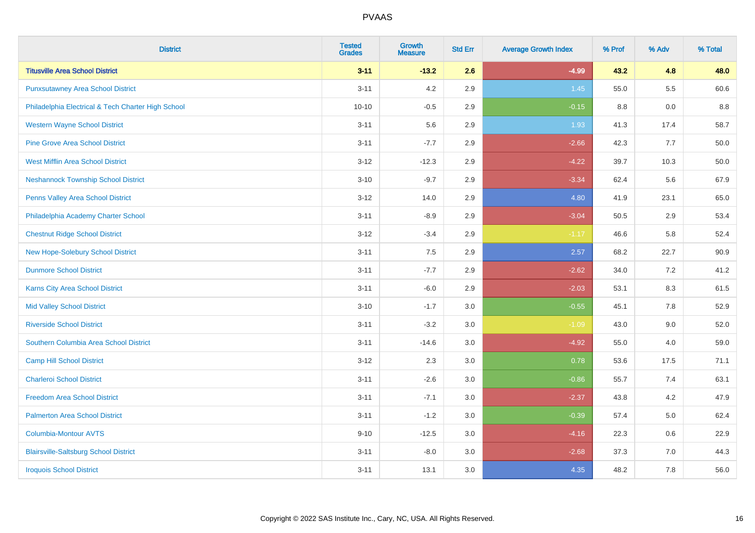| District | Tested Grades | Growth Measure | Std Err | Average Growth Index | % Prof | % Adv | % Total |
|---|---|---|---|---|---|---|---|
| **Titusville Area School District** | **3-11** | **-13.2** | **2.6** | **-4.99** | **43.2** | **4.8** | **48.0** |
| Punxsutawney Area School District | 3-11 | 4.2 | 2.9 | 1.45 | 55.0 | 5.5 | 60.6 |
| Philadelphia Electrical & Tech Charter High School | 10-10 | -0.5 | 2.9 | -0.15 | 8.8 | 0.0 | 8.8 |
| Western Wayne School District | 3-11 | 5.6 | 2.9 | 1.93 | 41.3 | 17.4 | 58.7 |
| Pine Grove Area School District | 3-11 | -7.7 | 2.9 | -2.66 | 42.3 | 7.7 | 50.0 |
| West Mifflin Area School District | 3-12 | -12.3 | 2.9 | -4.22 | 39.7 | 10.3 | 50.0 |
| Neshannock Township School District | 3-10 | -9.7 | 2.9 | -3.34 | 62.4 | 5.6 | 67.9 |
| Penns Valley Area School District | 3-12 | 14.0 | 2.9 | 4.80 | 41.9 | 23.1 | 65.0 |
| Philadelphia Academy Charter School | 3-11 | -8.9 | 2.9 | -3.04 | 50.5 | 2.9 | 53.4 |
| Chestnut Ridge School District | 3-12 | -3.4 | 2.9 | -1.17 | 46.6 | 5.8 | 52.4 |
| New Hope-Solebury School District | 3-11 | 7.5 | 2.9 | 2.57 | 68.2 | 22.7 | 90.9 |
| Dunmore School District | 3-11 | -7.7 | 2.9 | -2.62 | 34.0 | 7.2 | 41.2 |
| Karns City Area School District | 3-11 | -6.0 | 2.9 | -2.03 | 53.1 | 8.3 | 61.5 |
| Mid Valley School District | 3-10 | -1.7 | 3.0 | -0.55 | 45.1 | 7.8 | 52.9 |
| Riverside School District | 3-11 | -3.2 | 3.0 | -1.09 | 43.0 | 9.0 | 52.0 |
| Southern Columbia Area School District | 3-11 | -14.6 | 3.0 | -4.92 | 55.0 | 4.0 | 59.0 |
| Camp Hill School District | 3-12 | 2.3 | 3.0 | 0.78 | 53.6 | 17.5 | 71.1 |
| Charleroi School District | 3-11 | -2.6 | 3.0 | -0.86 | 55.7 | 7.4 | 63.1 |
| Freedom Area School District | 3-11 | -7.1 | 3.0 | -2.37 | 43.8 | 4.2 | 47.9 |
| Palmerton Area School District | 3-11 | -1.2 | 3.0 | -0.39 | 57.4 | 5.0 | 62.4 |
| Columbia-Montour AVTS | 9-10 | -12.5 | 3.0 | -4.16 | 22.3 | 0.6 | 22.9 |
| Blairsville-Saltsburg School District | 3-11 | -8.0 | 3.0 | -2.68 | 37.3 | 7.0 | 44.3 |
| Iroquois School District | 3-11 | 13.1 | 3.0 | 4.35 | 48.2 | 7.8 | 56.0 |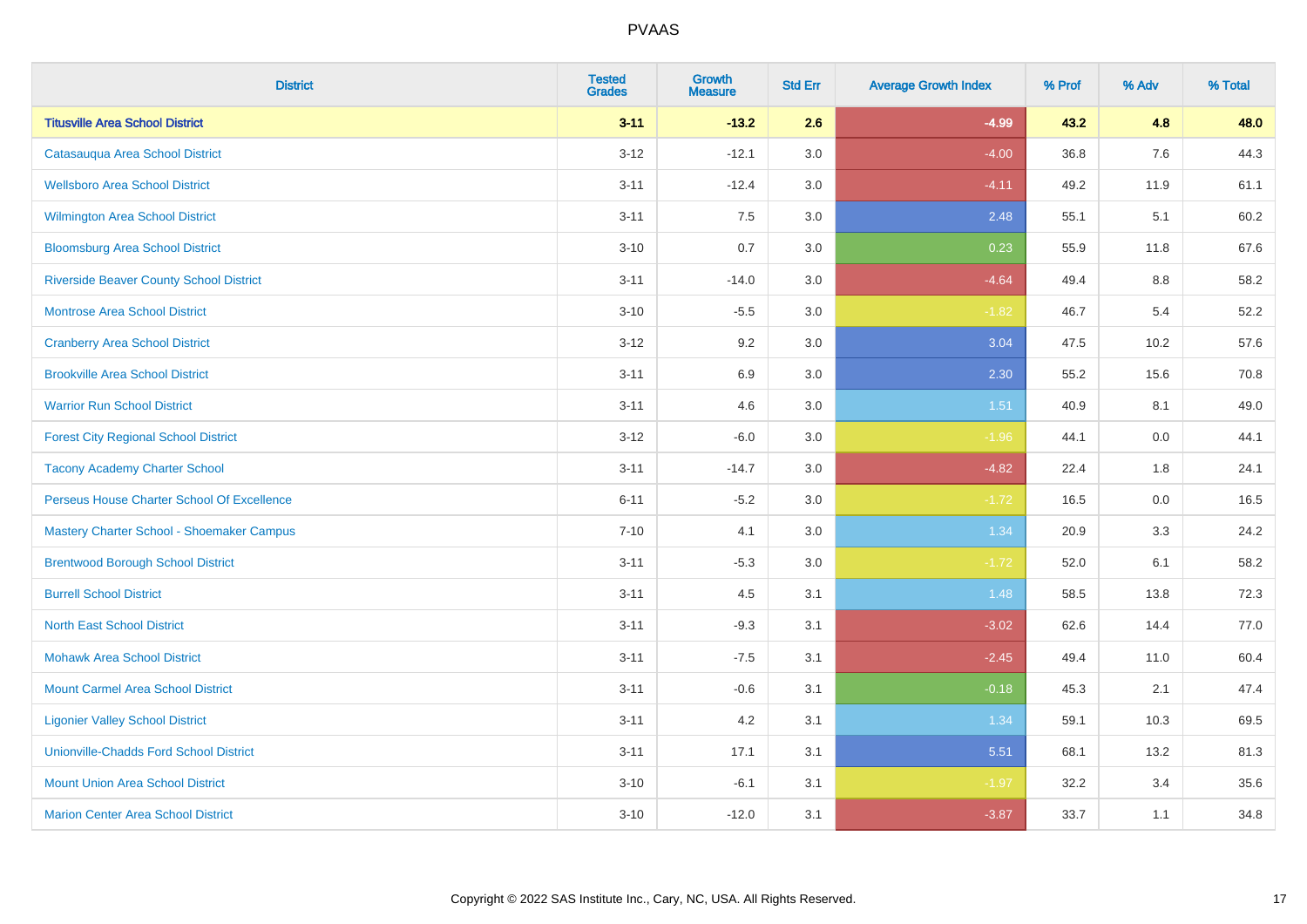| District | Tested Grades | Growth Measure | Std Err | Average Growth Index | % Prof | % Adv | % Total |
|---|---|---|---|---|---|---|---|
| **Titusville Area School District** | **3-11** | **-13.2** | **2.6** | **-4.99** | **43.2** | **4.8** | **48.0** |
| Catasauqua Area School District | 3-12 | -12.1 | 3.0 | -4.00 | 36.8 | 7.6 | 44.3 |
| Wellsboro Area School District | 3-11 | -12.4 | 3.0 | -4.11 | 49.2 | 11.9 | 61.1 |
| Wilmington Area School District | 3-11 | 7.5 | 3.0 | 2.48 | 55.1 | 5.1 | 60.2 |
| Bloomsburg Area School District | 3-10 | 0.7 | 3.0 | 0.23 | 55.9 | 11.8 | 67.6 |
| Riverside Beaver County School District | 3-11 | -14.0 | 3.0 | -4.64 | 49.4 | 8.8 | 58.2 |
| Montrose Area School District | 3-10 | -5.5 | 3.0 | -1.82 | 46.7 | 5.4 | 52.2 |
| Cranberry Area School District | 3-12 | 9.2 | 3.0 | 3.04 | 47.5 | 10.2 | 57.6 |
| Brookville Area School District | 3-11 | 6.9 | 3.0 | 2.30 | 55.2 | 15.6 | 70.8 |
| Warrior Run School District | 3-11 | 4.6 | 3.0 | 1.51 | 40.9 | 8.1 | 49.0 |
| Forest City Regional School District | 3-12 | -6.0 | 3.0 | -1.96 | 44.1 | 0.0 | 44.1 |
| Tacony Academy Charter School | 3-11 | -14.7 | 3.0 | -4.82 | 22.4 | 1.8 | 24.1 |
| Perseus House Charter School Of Excellence | 6-11 | -5.2 | 3.0 | -1.72 | 16.5 | 0.0 | 16.5 |
| Mastery Charter School - Shoemaker Campus | 7-10 | 4.1 | 3.0 | 1.34 | 20.9 | 3.3 | 24.2 |
| Brentwood Borough School District | 3-11 | -5.3 | 3.0 | -1.72 | 52.0 | 6.1 | 58.2 |
| Burrell School District | 3-11 | 4.5 | 3.1 | 1.48 | 58.5 | 13.8 | 72.3 |
| North East School District | 3-11 | -9.3 | 3.1 | -3.02 | 62.6 | 14.4 | 77.0 |
| Mohawk Area School District | 3-11 | -7.5 | 3.1 | -2.45 | 49.4 | 11.0 | 60.4 |
| Mount Carmel Area School District | 3-11 | -0.6 | 3.1 | -0.18 | 45.3 | 2.1 | 47.4 |
| Ligonier Valley School District | 3-11 | 4.2 | 3.1 | 1.34 | 59.1 | 10.3 | 69.5 |
| Unionville-Chadds Ford School District | 3-11 | 17.1 | 3.1 | 5.51 | 68.1 | 13.2 | 81.3 |
| Mount Union Area School District | 3-10 | -6.1 | 3.1 | -1.97 | 32.2 | 3.4 | 35.6 |
| Marion Center Area School District | 3-10 | -12.0 | 3.1 | -3.87 | 33.7 | 1.1 | 34.8 |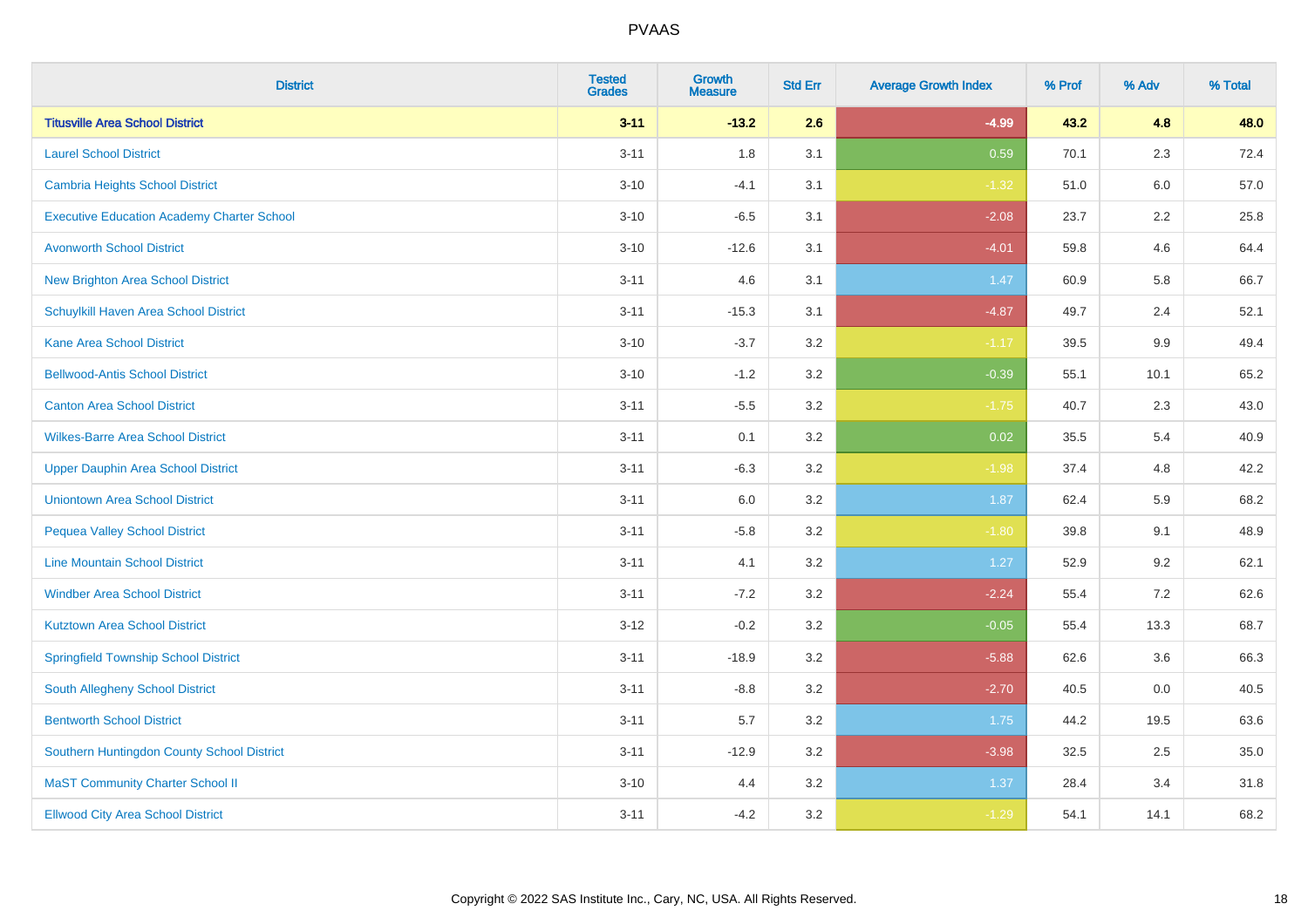PVAAS

| District | Tested Grades | Growth Measure | Std Err | Average Growth Index | % Prof | % Adv | % Total |
|---|---|---|---|---|---|---|---|
| **Titusville Area School District** | **3-11** | **-13.2** | **2.6** | **-4.99** | **43.2** | **4.8** | **48.0** |
| Laurel School District | 3-11 | 1.8 | 3.1 | 0.59 | 70.1 | 2.3 | 72.4 |
| Cambria Heights School District | 3-10 | -4.1 | 3.1 | -1.32 | 51.0 | 6.0 | 57.0 |
| Executive Education Academy Charter School | 3-10 | -6.5 | 3.1 | -2.08 | 23.7 | 2.2 | 25.8 |
| Avonworth School District | 3-10 | -12.6 | 3.1 | -4.01 | 59.8 | 4.6 | 64.4 |
| New Brighton Area School District | 3-11 | 4.6 | 3.1 | 1.47 | 60.9 | 5.8 | 66.7 |
| Schuylkill Haven Area School District | 3-11 | -15.3 | 3.1 | -4.87 | 49.7 | 2.4 | 52.1 |
| Kane Area School District | 3-10 | -3.7 | 3.2 | -1.17 | 39.5 | 9.9 | 49.4 |
| Bellwood-Antis School District | 3-10 | -1.2 | 3.2 | -0.39 | 55.1 | 10.1 | 65.2 |
| Canton Area School District | 3-11 | -5.5 | 3.2 | -1.75 | 40.7 | 2.3 | 43.0 |
| Wilkes-Barre Area School District | 3-11 | 0.1 | 3.2 | 0.02 | 35.5 | 5.4 | 40.9 |
| Upper Dauphin Area School District | 3-11 | -6.3 | 3.2 | -1.98 | 37.4 | 4.8 | 42.2 |
| Uniontown Area School District | 3-11 | 6.0 | 3.2 | 1.87 | 62.4 | 5.9 | 68.2 |
| Pequea Valley School District | 3-11 | -5.8 | 3.2 | -1.80 | 39.8 | 9.1 | 48.9 |
| Line Mountain School District | 3-11 | 4.1 | 3.2 | 1.27 | 52.9 | 9.2 | 62.1 |
| Windber Area School District | 3-11 | -7.2 | 3.2 | -2.24 | 55.4 | 7.2 | 62.6 |
| Kutztown Area School District | 3-12 | -0.2 | 3.2 | -0.05 | 55.4 | 13.3 | 68.7 |
| Springfield Township School District | 3-11 | -18.9 | 3.2 | -5.88 | 62.6 | 3.6 | 66.3 |
| South Allegheny School District | 3-11 | -8.8 | 3.2 | -2.70 | 40.5 | 0.0 | 40.5 |
| Bentworth School District | 3-11 | 5.7 | 3.2 | 1.75 | 44.2 | 19.5 | 63.6 |
| Southern Huntingdon County School District | 3-11 | -12.9 | 3.2 | -3.98 | 32.5 | 2.5 | 35.0 |
| MaST Community Charter School II | 3-10 | 4.4 | 3.2 | 1.37 | 28.4 | 3.4 | 31.8 |
| Ellwood City Area School District | 3-11 | -4.2 | 3.2 | -1.29 | 54.1 | 14.1 | 68.2 |

Copyright © 2022 SAS Institute Inc., Cary, NC, USA. All Rights Reserved.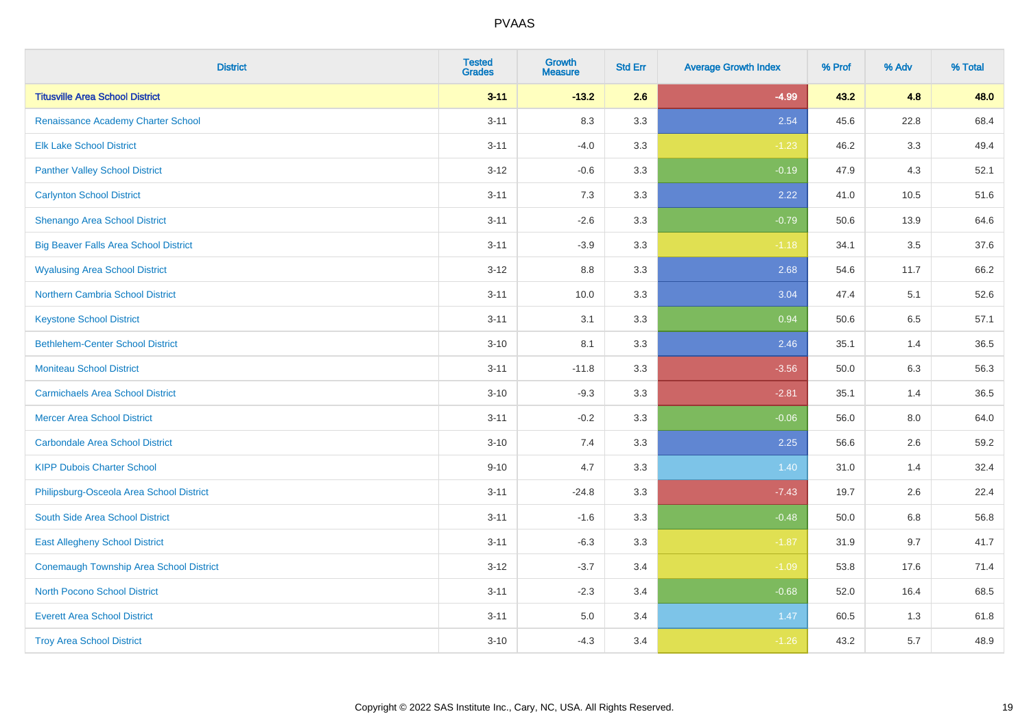# PVAAS

| District | Tested Grades | Growth Measure | Std Err | Average Growth Index | % Prof | % Adv | % Total |
|---|---|---|---|---|---|---|---|
| **Titusville Area School District** | **3-11** | **-13.2** | **2.6** | **-4.99** | **43.2** | **4.8** | **48.0** |
| Renaissance Academy Charter School | 3-11 | 8.3 | 3.3 | 2.54 | 45.6 | 22.8 | 68.4 |
| Elk Lake School District | 3-11 | -4.0 | 3.3 | -1.23 | 46.2 | 3.3 | 49.4 |
| Panther Valley School District | 3-12 | -0.6 | 3.3 | -0.19 | 47.9 | 4.3 | 52.1 |
| Carlynton School District | 3-11 | 7.3 | 3.3 | 2.22 | 41.0 | 10.5 | 51.6 |
| Shenango Area School District | 3-11 | -2.6 | 3.3 | -0.79 | 50.6 | 13.9 | 64.6 |
| Big Beaver Falls Area School District | 3-11 | -3.9 | 3.3 | -1.18 | 34.1 | 3.5 | 37.6 |
| Wyalusing Area School District | 3-12 | 8.8 | 3.3 | 2.68 | 54.6 | 11.7 | 66.2 |
| Northern Cambria School District | 3-11 | 10.0 | 3.3 | 3.04 | 47.4 | 5.1 | 52.6 |
| Keystone School District | 3-11 | 3.1 | 3.3 | 0.94 | 50.6 | 6.5 | 57.1 |
| Bethlehem-Center School District | 3-10 | 8.1 | 3.3 | 2.46 | 35.1 | 1.4 | 36.5 |
| Moniteau School District | 3-11 | -11.8 | 3.3 | -3.56 | 50.0 | 6.3 | 56.3 |
| Carmichaels Area School District | 3-10 | -9.3 | 3.3 | -2.81 | 35.1 | 1.4 | 36.5 |
| Mercer Area School District | 3-11 | -0.2 | 3.3 | -0.06 | 56.0 | 8.0 | 64.0 |
| Carbondale Area School District | 3-10 | 7.4 | 3.3 | 2.25 | 56.6 | 2.6 | 59.2 |
| KIPP Dubois Charter School | 9-10 | 4.7 | 3.3 | 1.40 | 31.0 | 1.4 | 32.4 |
| Philipsburg-Osceola Area School District | 3-11 | -24.8 | 3.3 | -7.43 | 19.7 | 2.6 | 22.4 |
| South Side Area School District | 3-11 | -1.6 | 3.3 | -0.48 | 50.0 | 6.8 | 56.8 |
| East Allegheny School District | 3-11 | -6.3 | 3.3 | -1.87 | 31.9 | 9.7 | 41.7 |
| Conemaugh Township Area School District | 3-12 | -3.7 | 3.4 | -1.09 | 53.8 | 17.6 | 71.4 |
| North Pocono School District | 3-11 | -2.3 | 3.4 | -0.68 | 52.0 | 16.4 | 68.5 |
| Everett Area School District | 3-11 | 5.0 | 3.4 | 1.47 | 60.5 | 1.3 | 61.8 |
| Troy Area School District | 3-10 | -4.3 | 3.4 | -1.26 | 43.2 | 5.7 | 48.9 |

Copyright © 2022 SAS Institute Inc., Cary, NC, USA. All Rights Reserved.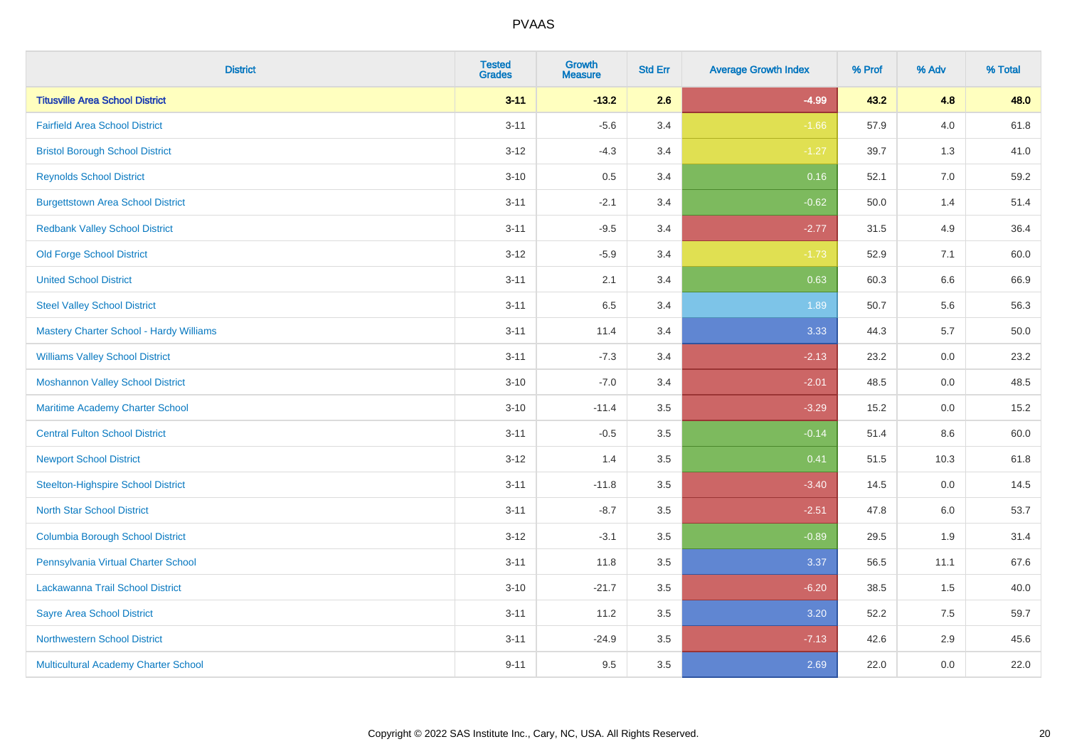# PVAAS

| District | Tested Grades | Growth Measure | Std Err | Average Growth Index | % Prof | % Adv | % Total |
|---|---|---|---|---|---|---|---|
| **Titusville Area School District** | **3-11** | **-13.2** | **2.6** | **-4.99** | **43.2** | **4.8** | **48.0** |
| Fairfield Area School District | 3-11 | -5.6 | 3.4 | -1.66 | 57.9 | 4.0 | 61.8 |
| Bristol Borough School District | 3-12 | -4.3 | 3.4 | -1.27 | 39.7 | 1.3 | 41.0 |
| Reynolds School District | 3-10 | 0.5 | 3.4 | 0.16 | 52.1 | 7.0 | 59.2 |
| Burgettstown Area School District | 3-11 | -2.1 | 3.4 | -0.62 | 50.0 | 1.4 | 51.4 |
| Redbank Valley School District | 3-11 | -9.5 | 3.4 | -2.77 | 31.5 | 4.9 | 36.4 |
| Old Forge School District | 3-12 | -5.9 | 3.4 | -1.73 | 52.9 | 7.1 | 60.0 |
| United School District | 3-11 | 2.1 | 3.4 | 0.63 | 60.3 | 6.6 | 66.9 |
| Steel Valley School District | 3-11 | 6.5 | 3.4 | 1.89 | 50.7 | 5.6 | 56.3 |
| Mastery Charter School - Hardy Williams | 3-11 | 11.4 | 3.4 | 3.33 | 44.3 | 5.7 | 50.0 |
| Williams Valley School District | 3-11 | -7.3 | 3.4 | -2.13 | 23.2 | 0.0 | 23.2 |
| Moshannon Valley School District | 3-10 | -7.0 | 3.4 | -2.01 | 48.5 | 0.0 | 48.5 |
| Maritime Academy Charter School | 3-10 | -11.4 | 3.5 | -3.29 | 15.2 | 0.0 | 15.2 |
| Central Fulton School District | 3-11 | -0.5 | 3.5 | -0.14 | 51.4 | 8.6 | 60.0 |
| Newport School District | 3-12 | 1.4 | 3.5 | 0.41 | 51.5 | 10.3 | 61.8 |
| Steelton-Highspire School District | 3-11 | -11.8 | 3.5 | -3.40 | 14.5 | 0.0 | 14.5 |
| North Star School District | 3-11 | -8.7 | 3.5 | -2.51 | 47.8 | 6.0 | 53.7 |
| Columbia Borough School District | 3-12 | -3.1 | 3.5 | -0.89 | 29.5 | 1.9 | 31.4 |
| Pennsylvania Virtual Charter School | 3-11 | 11.8 | 3.5 | 3.37 | 56.5 | 11.1 | 67.6 |
| Lackawanna Trail School District | 3-10 | -21.7 | 3.5 | -6.20 | 38.5 | 1.5 | 40.0 |
| Sayre Area School District | 3-11 | 11.2 | 3.5 | 3.20 | 52.2 | 7.5 | 59.7 |
| Northwestern School District | 3-11 | -24.9 | 3.5 | -7.13 | 42.6 | 2.9 | 45.6 |
| Multicultural Academy Charter School | 9-11 | 9.5 | 3.5 | 2.69 | 22.0 | 0.0 | 22.0 |

Copyright © 2022 SAS Institute Inc., Cary, NC, USA. All Rights Reserved.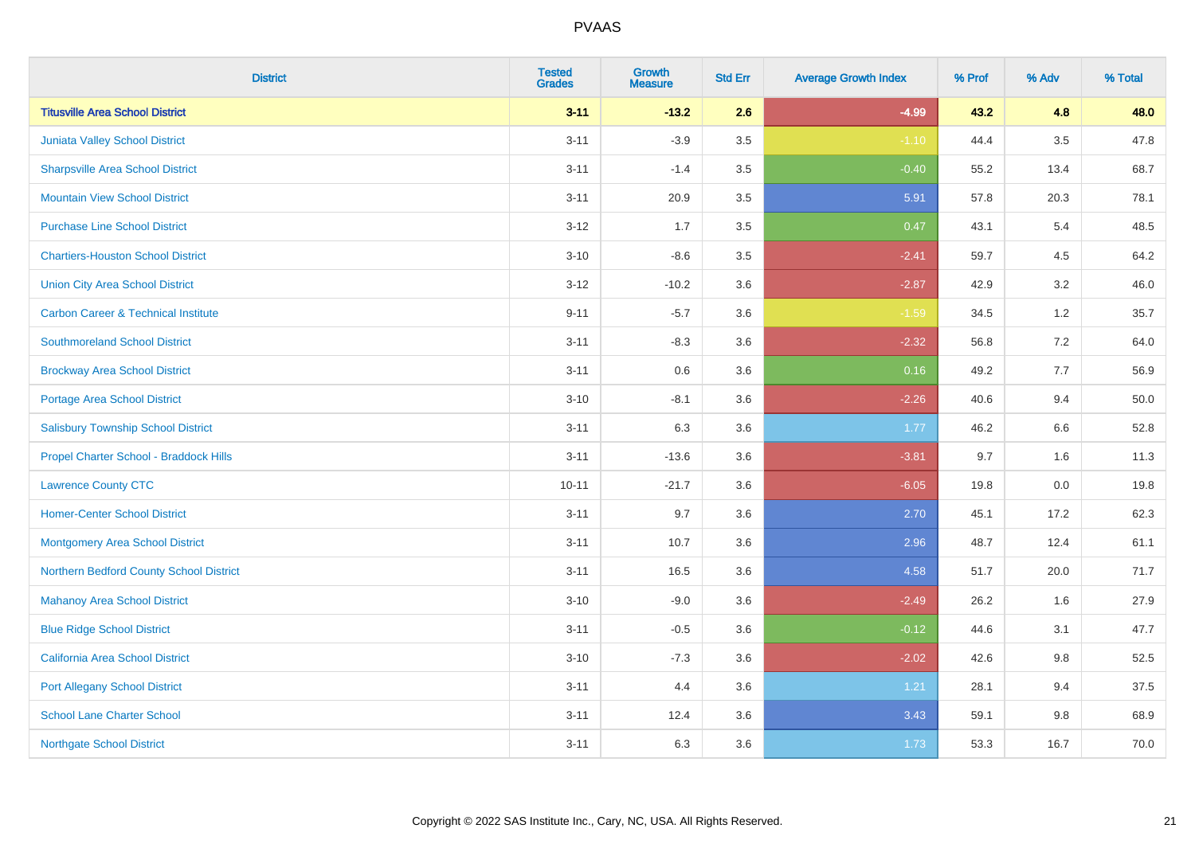| District | Tested Grades | Growth Measure | Std Err | Average Growth Index | % Prof | % Adv | % Total |
|---|---|---|---|---|---|---|---|
| **Titusville Area School District** | **3-11** | **-13.2** | **2.6** | **-4.99** | **43.2** | **4.8** | **48.0** |
| Juniata Valley School District | 3-11 | -3.9 | 3.5 | -1.10 | 44.4 | 3.5 | 47.8 |
| Sharpsville Area School District | 3-11 | -1.4 | 3.5 | -0.40 | 55.2 | 13.4 | 68.7 |
| Mountain View School District | 3-11 | 20.9 | 3.5 | 5.91 | 57.8 | 20.3 | 78.1 |
| Purchase Line School District | 3-12 | 1.7 | 3.5 | 0.47 | 43.1 | 5.4 | 48.5 |
| Chartiers-Houston School District | 3-10 | -8.6 | 3.5 | -2.41 | 59.7 | 4.5 | 64.2 |
| Union City Area School District | 3-12 | -10.2 | 3.6 | -2.87 | 42.9 | 3.2 | 46.0 |
| Carbon Career & Technical Institute | 9-11 | -5.7 | 3.6 | -1.59 | 34.5 | 1.2 | 35.7 |
| Southmoreland School District | 3-11 | -8.3 | 3.6 | -2.32 | 56.8 | 7.2 | 64.0 |
| Brockway Area School District | 3-11 | 0.6 | 3.6 | 0.16 | 49.2 | 7.7 | 56.9 |
| Portage Area School District | 3-10 | -8.1 | 3.6 | -2.26 | 40.6 | 9.4 | 50.0 |
| Salisbury Township School District | 3-11 | 6.3 | 3.6 | 1.77 | 46.2 | 6.6 | 52.8 |
| Propel Charter School - Braddock Hills | 3-11 | -13.6 | 3.6 | -3.81 | 9.7 | 1.6 | 11.3 |
| Lawrence County CTC | 10-11 | -21.7 | 3.6 | -6.05 | 19.8 | 0.0 | 19.8 |
| Homer-Center School District | 3-11 | 9.7 | 3.6 | 2.70 | 45.1 | 17.2 | 62.3 |
| Montgomery Area School District | 3-11 | 10.7 | 3.6 | 2.96 | 48.7 | 12.4 | 61.1 |
| Northern Bedford County School District | 3-11 | 16.5 | 3.6 | 4.58 | 51.7 | 20.0 | 71.7 |
| Mahanoy Area School District | 3-10 | -9.0 | 3.6 | -2.49 | 26.2 | 1.6 | 27.9 |
| Blue Ridge School District | 3-11 | -0.5 | 3.6 | -0.12 | 44.6 | 3.1 | 47.7 |
| California Area School District | 3-10 | -7.3 | 3.6 | -2.02 | 42.6 | 9.8 | 52.5 |
| Port Allegany School District | 3-11 | 4.4 | 3.6 | 1.21 | 28.1 | 9.4 | 37.5 |
| School Lane Charter School | 3-11 | 12.4 | 3.6 | 3.43 | 59.1 | 9.8 | 68.9 |
| Northgate School District | 3-11 | 6.3 | 3.6 | 1.73 | 53.3 | 16.7 | 70.0 |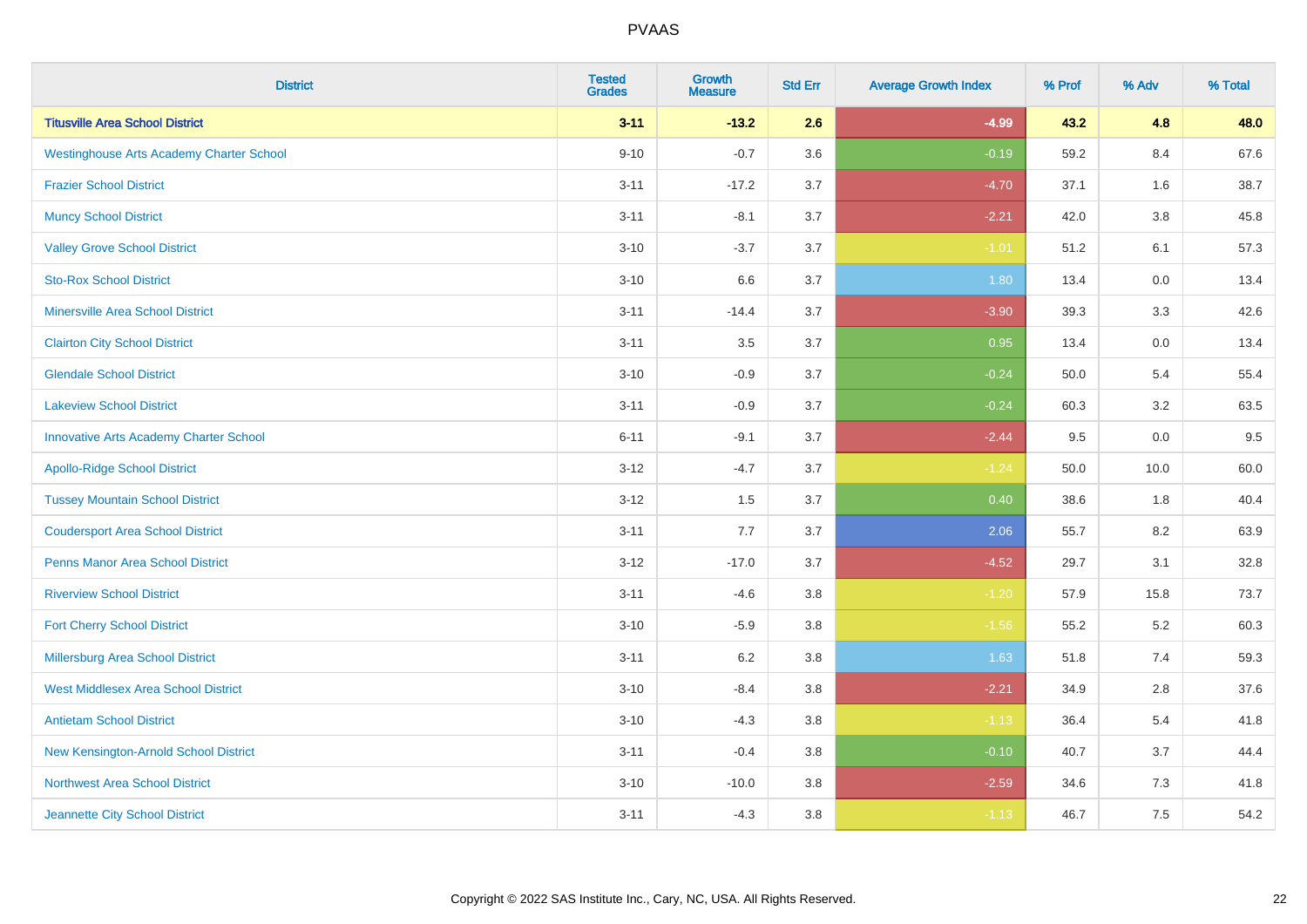| District | Tested Grades | Growth Measure | Std Err | Average Growth Index | % Prof | % Adv | % Total |
|---|---|---|---|---|---|---|---|
| **Titusville Area School District** | **3-11** | **-13.2** | **2.6** | **-4.99** | **43.2** | **4.8** | **48.0** |
| Westinghouse Arts Academy Charter School | 9-10 | -0.7 | 3.6 | -0.19 | 59.2 | 8.4 | 67.6 |
| Frazier School District | 3-11 | -17.2 | 3.7 | -4.70 | 37.1 | 1.6 | 38.7 |
| Muncy School District | 3-11 | -8.1 | 3.7 | -2.21 | 42.0 | 3.8 | 45.8 |
| Valley Grove School District | 3-10 | -3.7 | 3.7 | -1.01 | 51.2 | 6.1 | 57.3 |
| Sto-Rox School District | 3-10 | 6.6 | 3.7 | 1.80 | 13.4 | 0.0 | 13.4 |
| Minersville Area School District | 3-11 | -14.4 | 3.7 | -3.90 | 39.3 | 3.3 | 42.6 |
| Clairton City School District | 3-11 | 3.5 | 3.7 | 0.95 | 13.4 | 0.0 | 13.4 |
| Glendale School District | 3-10 | -0.9 | 3.7 | -0.24 | 50.0 | 5.4 | 55.4 |
| Lakeview School District | 3-11 | -0.9 | 3.7 | -0.24 | 60.3 | 3.2 | 63.5 |
| Innovative Arts Academy Charter School | 6-11 | -9.1 | 3.7 | -2.44 | 9.5 | 0.0 | 9.5 |
| Apollo-Ridge School District | 3-12 | -4.7 | 3.7 | -1.24 | 50.0 | 10.0 | 60.0 |
| Tussey Mountain School District | 3-12 | 1.5 | 3.7 | 0.40 | 38.6 | 1.8 | 40.4 |
| Coudersport Area School District | 3-11 | 7.7 | 3.7 | 2.06 | 55.7 | 8.2 | 63.9 |
| Penns Manor Area School District | 3-12 | -17.0 | 3.7 | -4.52 | 29.7 | 3.1 | 32.8 |
| Riverview School District | 3-11 | -4.6 | 3.8 | -1.20 | 57.9 | 15.8 | 73.7 |
| Fort Cherry School District | 3-10 | -5.9 | 3.8 | -1.56 | 55.2 | 5.2 | 60.3 |
| Millersburg Area School District | 3-11 | 6.2 | 3.8 | 1.63 | 51.8 | 7.4 | 59.3 |
| West Middlesex Area School District | 3-10 | -8.4 | 3.8 | -2.21 | 34.9 | 2.8 | 37.6 |
| Antietam School District | 3-10 | -4.3 | 3.8 | -1.13 | 36.4 | 5.4 | 41.8 |
| New Kensington-Arnold School District | 3-11 | -0.4 | 3.8 | -0.10 | 40.7 | 3.7 | 44.4 |
| Northwest Area School District | 3-10 | -10.0 | 3.8 | -2.59 | 34.6 | 7.3 | 41.8 |
| Jeannette City School District | 3-11 | -4.3 | 3.8 | -1.13 | 46.7 | 7.5 | 54.2 |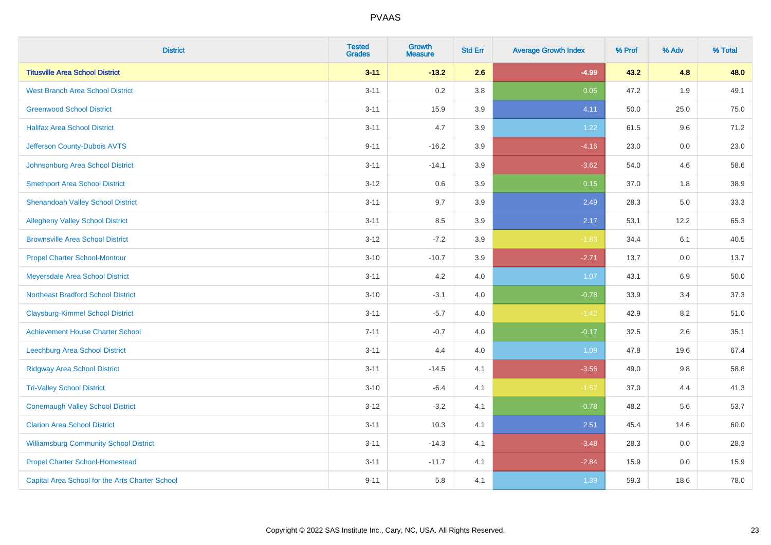| District | Tested Grades | Growth Measure | Std Err | Average Growth Index | % Prof | % Adv | % Total |
|---|---|---|---|---|---|---|---|
| **Titusville Area School District** | **3-11** | **-13.2** | **2.6** | **-4.99** | **43.2** | **4.8** | **48.0** |
| West Branch Area School District | 3-11 | 0.2 | 3.8 | 0.05 | 47.2 | 1.9 | 49.1 |
| Greenwood School District | 3-11 | 15.9 | 3.9 | 4.11 | 50.0 | 25.0 | 75.0 |
| Halifax Area School District | 3-11 | 4.7 | 3.9 | 1.22 | 61.5 | 9.6 | 71.2 |
| Jefferson County-Dubois AVTS | 9-11 | -16.2 | 3.9 | -4.16 | 23.0 | 0.0 | 23.0 |
| Johnsonburg Area School District | 3-11 | -14.1 | 3.9 | -3.62 | 54.0 | 4.6 | 58.6 |
| Smethport Area School District | 3-12 | 0.6 | 3.9 | 0.15 | 37.0 | 1.8 | 38.9 |
| Shenandoah Valley School District | 3-11 | 9.7 | 3.9 | 2.49 | 28.3 | 5.0 | 33.3 |
| Allegheny Valley School District | 3-11 | 8.5 | 3.9 | 2.17 | 53.1 | 12.2 | 65.3 |
| Brownsville Area School District | 3-12 | -7.2 | 3.9 | -1.83 | 34.4 | 6.1 | 40.5 |
| Propel Charter School-Montour | 3-10 | -10.7 | 3.9 | -2.71 | 13.7 | 0.0 | 13.7 |
| Meyersdale Area School District | 3-11 | 4.2 | 4.0 | 1.07 | 43.1 | 6.9 | 50.0 |
| Northeast Bradford School District | 3-10 | -3.1 | 4.0 | -0.78 | 33.9 | 3.4 | 37.3 |
| Claysburg-Kimmel School District | 3-11 | -5.7 | 4.0 | -1.42 | 42.9 | 8.2 | 51.0 |
| Achievement House Charter School | 7-11 | -0.7 | 4.0 | -0.17 | 32.5 | 2.6 | 35.1 |
| Leechburg Area School District | 3-11 | 4.4 | 4.0 | 1.09 | 47.8 | 19.6 | 67.4 |
| Ridgway Area School District | 3-11 | -14.5 | 4.1 | -3.56 | 49.0 | 9.8 | 58.8 |
| Tri-Valley School District | 3-10 | -6.4 | 4.1 | -1.57 | 37.0 | 4.4 | 41.3 |
| Conemaugh Valley School District | 3-12 | -3.2 | 4.1 | -0.78 | 48.2 | 5.6 | 53.7 |
| Clarion Area School District | 3-11 | 10.3 | 4.1 | 2.51 | 45.4 | 14.6 | 60.0 |
| Williamsburg Community School District | 3-11 | -14.3 | 4.1 | -3.48 | 28.3 | 0.0 | 28.3 |
| Propel Charter School-Homestead | 3-11 | -11.7 | 4.1 | -2.84 | 15.9 | 0.0 | 15.9 |
| Capital Area School for the Arts Charter School | 9-11 | 5.8 | 4.1 | 1.39 | 59.3 | 18.6 | 78.0 |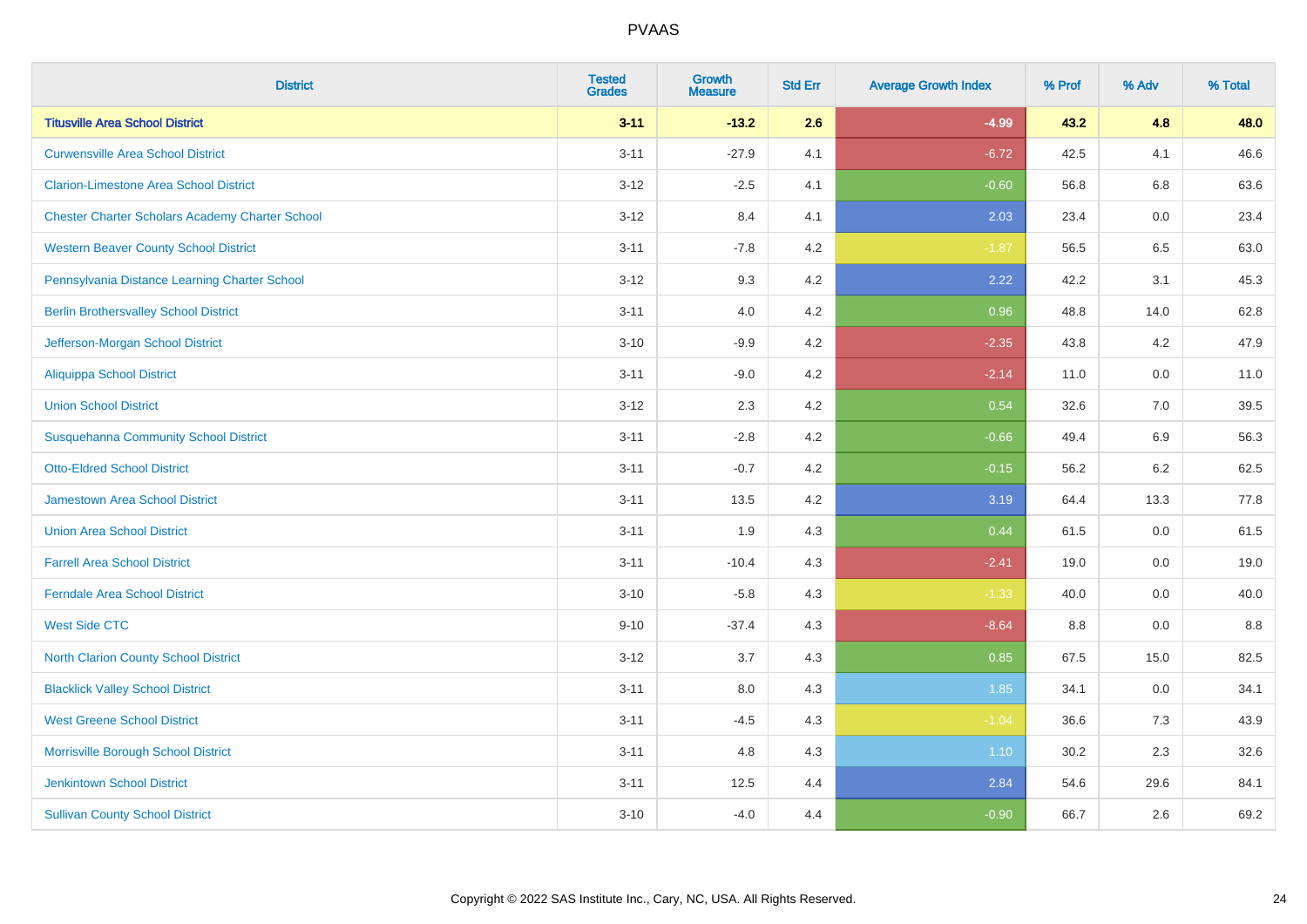# PVAAS

| District | Tested Grades | Growth Measure | Std Err | Average Growth Index | % Prof | % Adv | % Total |
|---|---|---|---|---|---|---|---|
| **Titusville Area School District** | **3-11** | **-13.2** | **2.6** | **-4.99** | **43.2** | **4.8** | **48.0** |
| Curwensville Area School District | 3-11 | -27.9 | 4.1 | -6.72 | 42.5 | 4.1 | 46.6 |
| Clarion-Limestone Area School District | 3-12 | -2.5 | 4.1 | -0.60 | 56.8 | 6.8 | 63.6 |
| Chester Charter Scholars Academy Charter School | 3-12 | 8.4 | 4.1 | 2.03 | 23.4 | 0.0 | 23.4 |
| Western Beaver County School District | 3-11 | -7.8 | 4.2 | -1.87 | 56.5 | 6.5 | 63.0 |
| Pennsylvania Distance Learning Charter School | 3-12 | 9.3 | 4.2 | 2.22 | 42.2 | 3.1 | 45.3 |
| Berlin Brothersvalley School District | 3-11 | 4.0 | 4.2 | 0.96 | 48.8 | 14.0 | 62.8 |
| Jefferson-Morgan School District | 3-10 | -9.9 | 4.2 | -2.35 | 43.8 | 4.2 | 47.9 |
| Aliquippa School District | 3-11 | -9.0 | 4.2 | -2.14 | 11.0 | 0.0 | 11.0 |
| Union School District | 3-12 | 2.3 | 4.2 | 0.54 | 32.6 | 7.0 | 39.5 |
| Susquehanna Community School District | 3-11 | -2.8 | 4.2 | -0.66 | 49.4 | 6.9 | 56.3 |
| Otto-Eldred School District | 3-11 | -0.7 | 4.2 | -0.15 | 56.2 | 6.2 | 62.5 |
| Jamestown Area School District | 3-11 | 13.5 | 4.2 | 3.19 | 64.4 | 13.3 | 77.8 |
| Union Area School District | 3-11 | 1.9 | 4.3 | 0.44 | 61.5 | 0.0 | 61.5 |
| Farrell Area School District | 3-11 | -10.4 | 4.3 | -2.41 | 19.0 | 0.0 | 19.0 |
| Ferndale Area School District | 3-10 | -5.8 | 4.3 | -1.33 | 40.0 | 0.0 | 40.0 |
| West Side CTC | 9-10 | -37.4 | 4.3 | -8.64 | 8.8 | 0.0 | 8.8 |
| North Clarion County School District | 3-12 | 3.7 | 4.3 | 0.85 | 67.5 | 15.0 | 82.5 |
| Blacklick Valley School District | 3-11 | 8.0 | 4.3 | 1.85 | 34.1 | 0.0 | 34.1 |
| West Greene School District | 3-11 | -4.5 | 4.3 | -1.04 | 36.6 | 7.3 | 43.9 |
| Morrisville Borough School District | 3-11 | 4.8 | 4.3 | 1.10 | 30.2 | 2.3 | 32.6 |
| Jenkintown School District | 3-11 | 12.5 | 4.4 | 2.84 | 54.6 | 29.6 | 84.1 |
| Sullivan County School District | 3-10 | -4.0 | 4.4 | -0.90 | 66.7 | 2.6 | 69.2 |

Copyright © 2022 SAS Institute Inc., Cary, NC, USA. All Rights Reserved.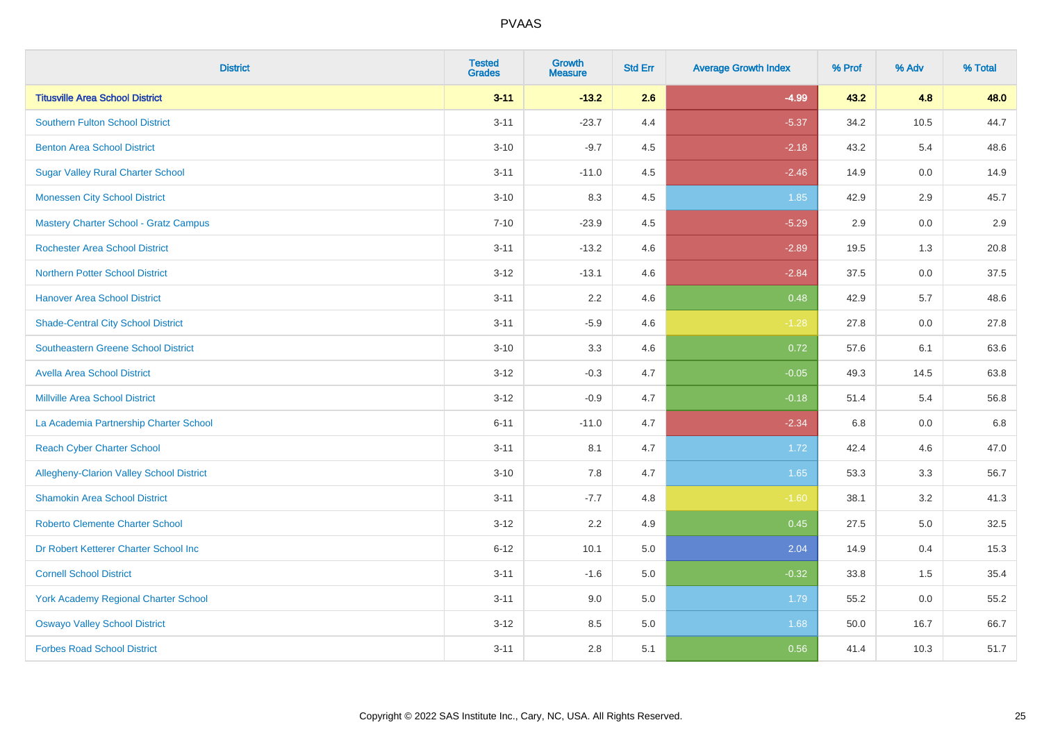| District | Tested Grades | Growth Measure | Std Err | Average Growth Index | % Prof | % Adv | % Total |
|---|---|---|---|---|---|---|---|
| **Titusville Area School District** | **3-11** | **-13.2** | **2.6** | **-4.99** | **43.2** | **4.8** | **48.0** |
| Southern Fulton School District | 3-11 | -23.7 | 4.4 | -5.37 | 34.2 | 10.5 | 44.7 |
| Benton Area School District | 3-10 | -9.7 | 4.5 | -2.18 | 43.2 | 5.4 | 48.6 |
| Sugar Valley Rural Charter School | 3-11 | -11.0 | 4.5 | -2.46 | 14.9 | 0.0 | 14.9 |
| Monessen City School District | 3-10 | 8.3 | 4.5 | 1.85 | 42.9 | 2.9 | 45.7 |
| Mastery Charter School - Gratz Campus | 7-10 | -23.9 | 4.5 | -5.29 | 2.9 | 0.0 | 2.9 |
| Rochester Area School District | 3-11 | -13.2 | 4.6 | -2.89 | 19.5 | 1.3 | 20.8 |
| Northern Potter School District | 3-12 | -13.1 | 4.6 | -2.84 | 37.5 | 0.0 | 37.5 |
| Hanover Area School District | 3-11 | 2.2 | 4.6 | 0.48 | 42.9 | 5.7 | 48.6 |
| Shade-Central City School District | 3-11 | -5.9 | 4.6 | -1.28 | 27.8 | 0.0 | 27.8 |
| Southeastern Greene School District | 3-10 | 3.3 | 4.6 | 0.72 | 57.6 | 6.1 | 63.6 |
| Avella Area School District | 3-12 | -0.3 | 4.7 | -0.05 | 49.3 | 14.5 | 63.8 |
| Millville Area School District | 3-12 | -0.9 | 4.7 | -0.18 | 51.4 | 5.4 | 56.8 |
| La Academia Partnership Charter School | 6-11 | -11.0 | 4.7 | -2.34 | 6.8 | 0.0 | 6.8 |
| Reach Cyber Charter School | 3-11 | 8.1 | 4.7 | 1.72 | 42.4 | 4.6 | 47.0 |
| Allegheny-Clarion Valley School District | 3-10 | 7.8 | 4.7 | 1.65 | 53.3 | 3.3 | 56.7 |
| Shamokin Area School District | 3-11 | -7.7 | 4.8 | -1.60 | 38.1 | 3.2 | 41.3 |
| Roberto Clemente Charter School | 3-12 | 2.2 | 4.9 | 0.45 | 27.5 | 5.0 | 32.5 |
| Dr Robert Ketterer Charter School Inc | 6-12 | 10.1 | 5.0 | 2.04 | 14.9 | 0.4 | 15.3 |
| Cornell School District | 3-11 | -1.6 | 5.0 | -0.32 | 33.8 | 1.5 | 35.4 |
| York Academy Regional Charter School | 3-11 | 9.0 | 5.0 | 1.79 | 55.2 | 0.0 | 55.2 |
| Oswayo Valley School District | 3-12 | 8.5 | 5.0 | 1.68 | 50.0 | 16.7 | 66.7 |
| Forbes Road School District | 3-11 | 2.8 | 5.1 | 0.56 | 41.4 | 10.3 | 51.7 |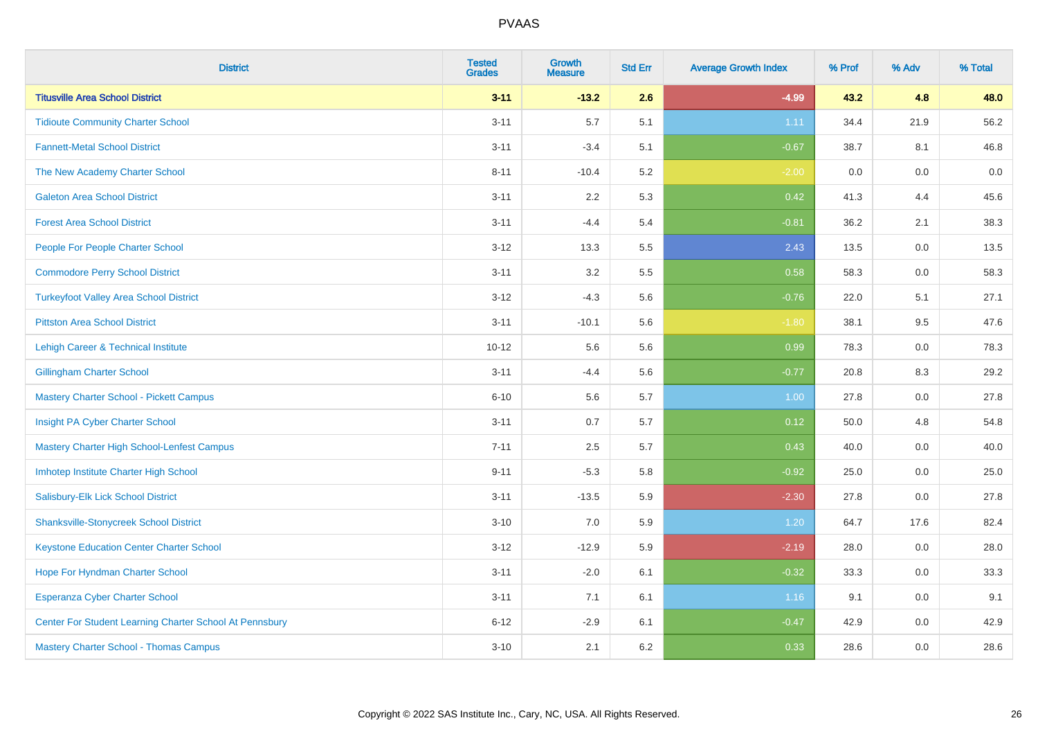| District | Tested Grades | Growth Measure | Std Err | Average Growth Index | % Prof | % Adv | % Total |
|---|---|---|---|---|---|---|---|
| **Titusville Area School District** | **3-11** | **-13.2** | **2.6** | **-4.99** | **43.2** | **4.8** | **48.0** |
| Tidioute Community Charter School | 3-11 | 5.7 | 5.1 | 1.11 | 34.4 | 21.9 | 56.2 |
| Fannett-Metal School District | 3-11 | -3.4 | 5.1 | -0.67 | 38.7 | 8.1 | 46.8 |
| The New Academy Charter School | 8-11 | -10.4 | 5.2 | -2.00 | 0.0 | 0.0 | 0.0 |
| Galeton Area School District | 3-11 | 2.2 | 5.3 | 0.42 | 41.3 | 4.4 | 45.6 |
| Forest Area School District | 3-11 | -4.4 | 5.4 | -0.81 | 36.2 | 2.1 | 38.3 |
| People For People Charter School | 3-12 | 13.3 | 5.5 | 2.43 | 13.5 | 0.0 | 13.5 |
| Commodore Perry School District | 3-11 | 3.2 | 5.5 | 0.58 | 58.3 | 0.0 | 58.3 |
| Turkeyfoot Valley Area School District | 3-12 | -4.3 | 5.6 | -0.76 | 22.0 | 5.1 | 27.1 |
| Pittston Area School District | 3-11 | -10.1 | 5.6 | -1.80 | 38.1 | 9.5 | 47.6 |
| Lehigh Career & Technical Institute | 10-12 | 5.6 | 5.6 | 0.99 | 78.3 | 0.0 | 78.3 |
| Gillingham Charter School | 3-11 | -4.4 | 5.6 | -0.77 | 20.8 | 8.3 | 29.2 |
| Mastery Charter School - Pickett Campus | 6-10 | 5.6 | 5.7 | 1.00 | 27.8 | 0.0 | 27.8 |
| Insight PA Cyber Charter School | 3-11 | 0.7 | 5.7 | 0.12 | 50.0 | 4.8 | 54.8 |
| Mastery Charter High School-Lenfest Campus | 7-11 | 2.5 | 5.7 | 0.43 | 40.0 | 0.0 | 40.0 |
| Imhotep Institute Charter High School | 9-11 | -5.3 | 5.8 | -0.92 | 25.0 | 0.0 | 25.0 |
| Salisbury-Elk Lick School District | 3-11 | -13.5 | 5.9 | -2.30 | 27.8 | 0.0 | 27.8 |
| Shanksville-Stonycreek School District | 3-10 | 7.0 | 5.9 | 1.20 | 64.7 | 17.6 | 82.4 |
| Keystone Education Center Charter School | 3-12 | -12.9 | 5.9 | -2.19 | 28.0 | 0.0 | 28.0 |
| Hope For Hyndman Charter School | 3-11 | -2.0 | 6.1 | -0.32 | 33.3 | 0.0 | 33.3 |
| Esperanza Cyber Charter School | 3-11 | 7.1 | 6.1 | 1.16 | 9.1 | 0.0 | 9.1 |
| Center For Student Learning Charter School At Pennsbury | 6-12 | -2.9 | 6.1 | -0.47 | 42.9 | 0.0 | 42.9 |
| Mastery Charter School - Thomas Campus | 3-10 | 2.1 | 6.2 | 0.33 | 28.6 | 0.0 | 28.6 |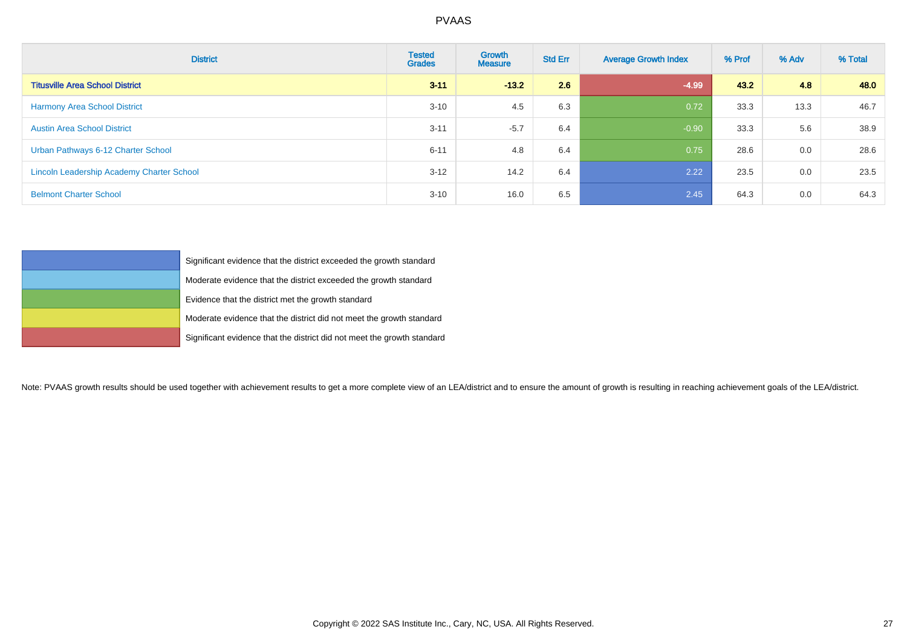# PVAAS

| District | Tested Grades | Growth Measure | Std Err | Average Growth Index | % Prof | % Adv | % Total |
|---|---|---|---|---|---|---|---|
| **Titusville Area School District** | **3-11** | **-13.2** | **2.6** | **-4.99** | **43.2** | **4.8** | **48.0** |
| Harmony Area School District | 3-10 | 4.5 | 6.3 | 0.72 | 33.3 | 13.3 | 46.7 |
| Austin Area School District | 3-11 | -5.7 | 6.4 | -0.90 | 33.3 | 5.6 | 38.9 |
| Urban Pathways 6-12 Charter School | 6-11 | 4.8 | 6.4 | 0.75 | 28.6 | 0.0 | 28.6 |
| Lincoln Leadership Academy Charter School | 3-12 | 14.2 | 6.4 | 2.22 | 23.5 | 0.0 | 23.5 |
| Belmont Charter School | 3-10 | 16.0 | 6.5 | 2.45 | 64.3 | 0.0 | 64.3 |

Significant evidence that the district exceeded the growth standard

Moderate evidence that the district exceeded the growth standard

Evidence that the district met the growth standard

Moderate evidence that the district did not meet the growth standard

Significant evidence that the district did not meet the growth standard

Note: PVAAS growth results should be used together with achievement results to get a more complete view of an LEA/district and to ensure the amount of growth is resulting in reaching achievement goals of the LEA/district.

Copyright © 2022 SAS Institute Inc., Cary, NC, USA. All Rights Reserved.